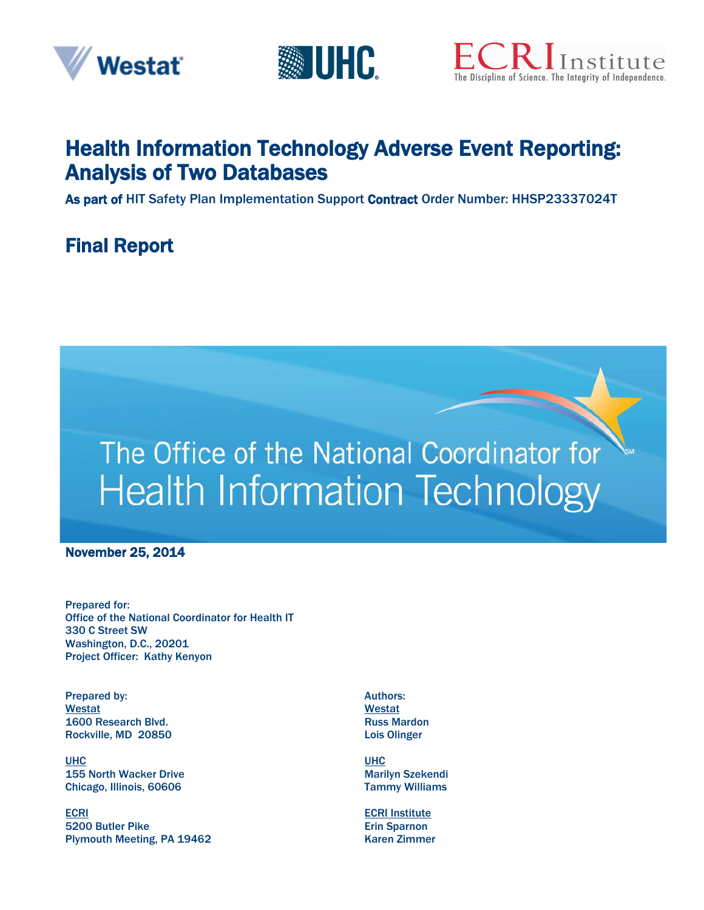Westat | UHC | ECRI Institute — The Discipline of Science. The Integrity of Independence.

# Health Information Technology Adverse Event Reporting: Analysis of Two Databases

**As part of** HIT Safety Plan Implementation Support **Contract** Order Number: HHSP23337024T

## Final Report

The Office of the National Coordinator for Health Information Technology

**November 25, 2014**

**Prepared for:**
Office of the National Coordinator for Health IT
330 C Street SW
Washington, D.C., 20201
Project Officer: Kathy Kenyon

**Prepared by:**

Westat
1600 Research Blvd.
Rockville, MD 20850

UHC
155 North Wacker Drive
Chicago, Illinois, 60606

ECRI
5200 Butler Pike
Plymouth Meeting, PA 19462

**Authors:**

Westat
Russ Mardon
Lois Olinger

UHC
Marilyn Szekendi
Tammy Williams

ECRI Institute
Erin Sparnon
Karen Zimmer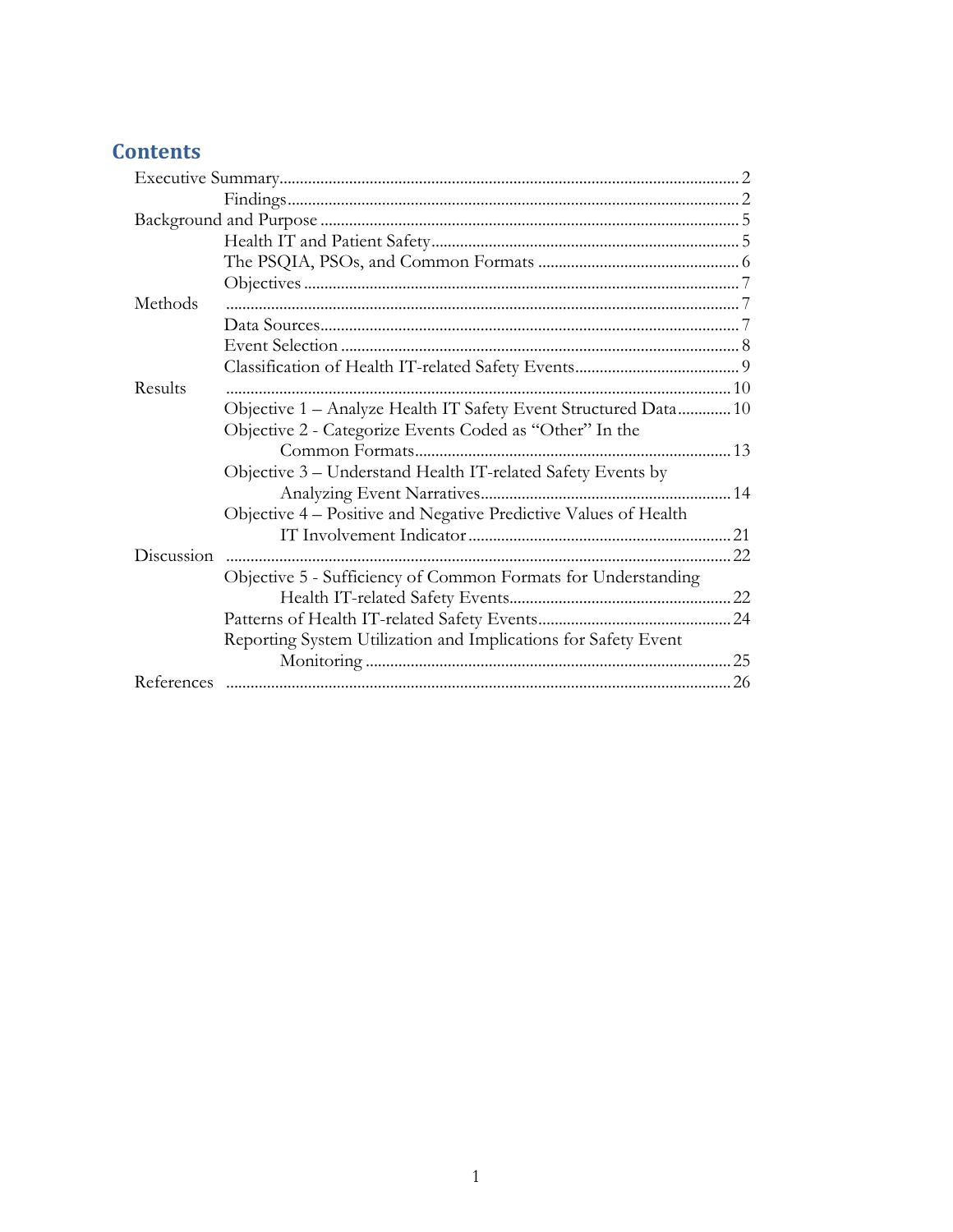# Contents

- Executive Summary ... 2
  - Findings ... 2
- Background and Purpose ... 5
  - Health IT and Patient Safety ... 5
  - The PSQIA, PSOs, and Common Formats ... 6
  - Objectives ... 7
- Methods ... 7
  - Data Sources ... 7
  - Event Selection ... 8
  - Classification of Health IT-related Safety Events ... 9
- Results ... 10
  - Objective 1 – Analyze Health IT Safety Event Structured Data ... 10
  - Objective 2 - Categorize Events Coded as "Other" In the Common Formats ... 13
  - Objective 3 – Understand Health IT-related Safety Events by Analyzing Event Narratives ... 14
  - Objective 4 – Positive and Negative Predictive Values of Health IT Involvement Indicator ... 21
- Discussion ... 22
  - Objective 5 - Sufficiency of Common Formats for Understanding Health IT-related Safety Events ... 22
  - Patterns of Health IT-related Safety Events ... 24
  - Reporting System Utilization and Implications for Safety Event Monitoring ... 25
- References ... 26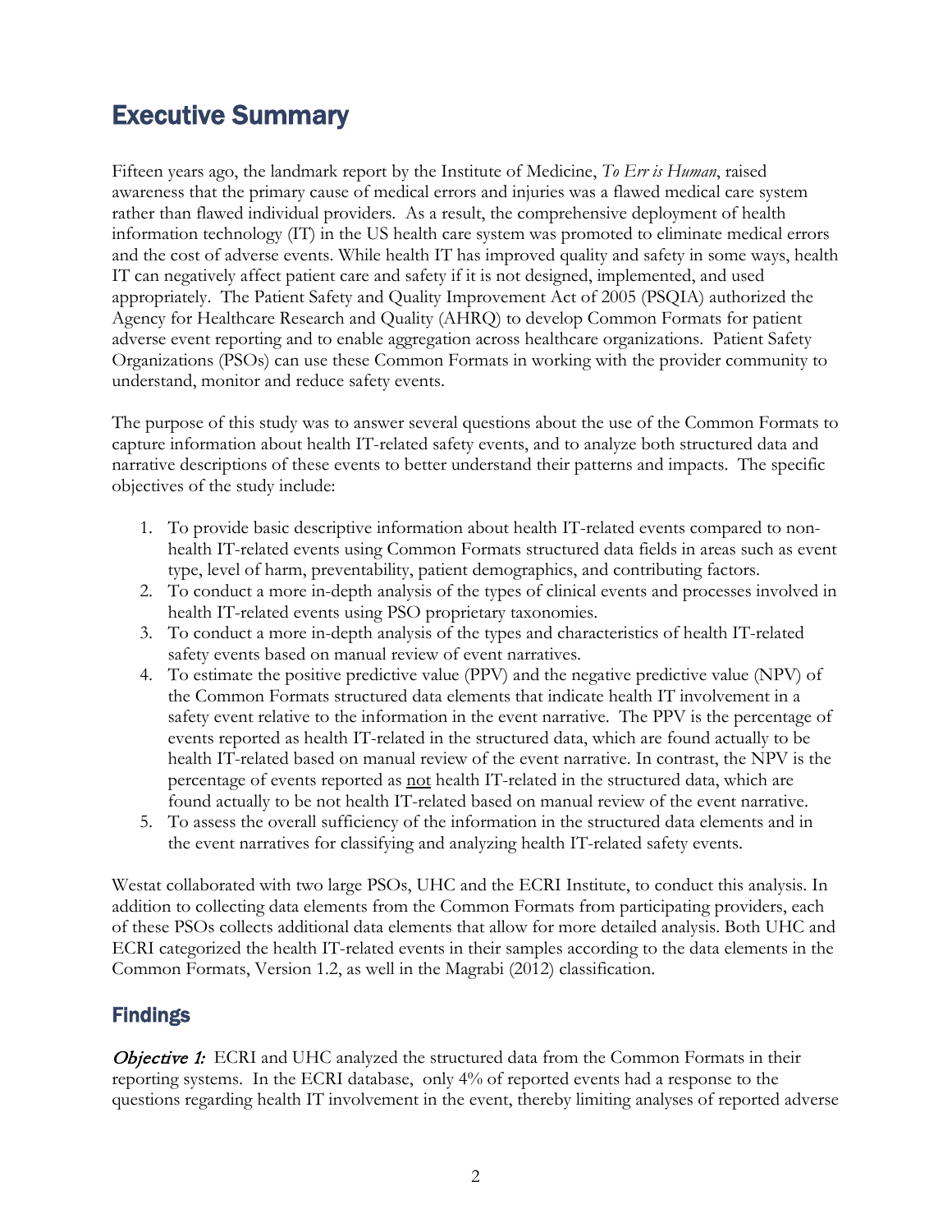# Executive Summary

Fifteen years ago, the landmark report by the Institute of Medicine, *To Err is Human*, raised awareness that the primary cause of medical errors and injuries was a flawed medical care system rather than flawed individual providers. As a result, the comprehensive deployment of health information technology (IT) in the US health care system was promoted to eliminate medical errors and the cost of adverse events. While health IT has improved quality and safety in some ways, health IT can negatively affect patient care and safety if it is not designed, implemented, and used appropriately. The Patient Safety and Quality Improvement Act of 2005 (PSQIA) authorized the Agency for Healthcare Research and Quality (AHRQ) to develop Common Formats for patient adverse event reporting and to enable aggregation across healthcare organizations. Patient Safety Organizations (PSOs) can use these Common Formats in working with the provider community to understand, monitor and reduce safety events.

The purpose of this study was to answer several questions about the use of the Common Formats to capture information about health IT-related safety events, and to analyze both structured data and narrative descriptions of these events to better understand their patterns and impacts. The specific objectives of the study include:

1. To provide basic descriptive information about health IT-related events compared to non-health IT-related events using Common Formats structured data fields in areas such as event type, level of harm, preventability, patient demographics, and contributing factors.
2. To conduct a more in-depth analysis of the types of clinical events and processes involved in health IT-related events using PSO proprietary taxonomies.
3. To conduct a more in-depth analysis of the types and characteristics of health IT-related safety events based on manual review of event narratives.
4. To estimate the positive predictive value (PPV) and the negative predictive value (NPV) of the Common Formats structured data elements that indicate health IT involvement in a safety event relative to the information in the event narrative. The PPV is the percentage of events reported as health IT-related in the structured data, which are found actually to be health IT-related based on manual review of the event narrative. In contrast, the NPV is the percentage of events reported as not health IT-related in the structured data, which are found actually to be not health IT-related based on manual review of the event narrative.
5. To assess the overall sufficiency of the information in the structured data elements and in the event narratives for classifying and analyzing health IT-related safety events.

Westat collaborated with two large PSOs, UHC and the ECRI Institute, to conduct this analysis. In addition to collecting data elements from the Common Formats from participating providers, each of these PSOs collects additional data elements that allow for more detailed analysis. Both UHC and ECRI categorized the health IT-related events in their samples according to the data elements in the Common Formats, Version 1.2, as well in the Magrabi (2012) classification.

## Findings

***Objective 1:*** ECRI and UHC analyzed the structured data from the Common Formats in their reporting systems. In the ECRI database, only 4% of reported events had a response to the questions regarding health IT involvement in the event, thereby limiting analyses of reported adverse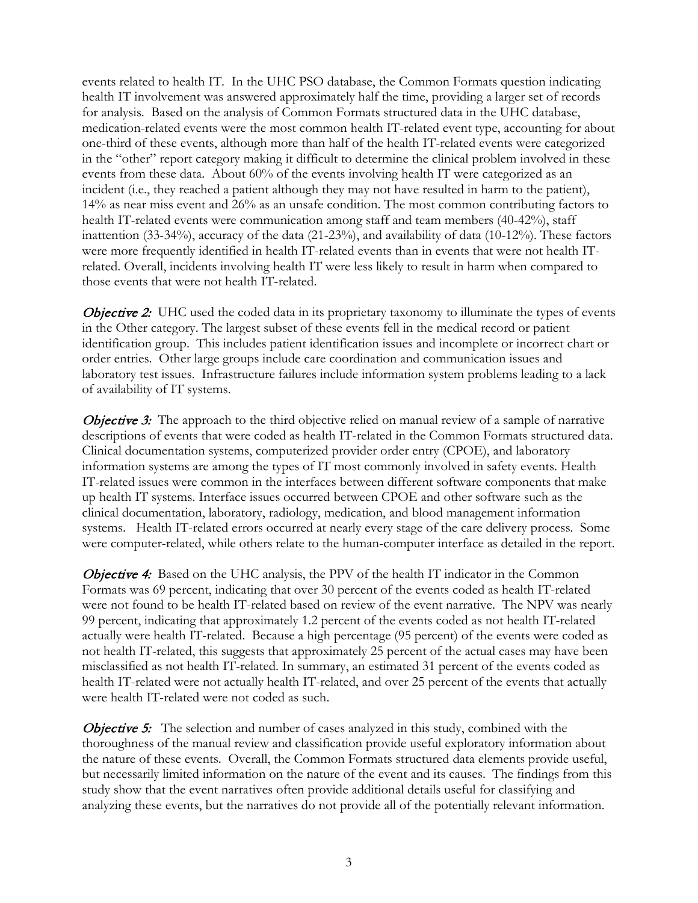events related to health IT. In the UHC PSO database, the Common Formats question indicating health IT involvement was answered approximately half the time, providing a larger set of records for analysis. Based on the analysis of Common Formats structured data in the UHC database, medication-related events were the most common health IT-related event type, accounting for about one-third of these events, although more than half of the health IT-related events were categorized in the "other" report category making it difficult to determine the clinical problem involved in these events from these data. About 60% of the events involving health IT were categorized as an incident (i.e., they reached a patient although they may not have resulted in harm to the patient), 14% as near miss event and 26% as an unsafe condition. The most common contributing factors to health IT-related events were communication among staff and team members (40-42%), staff inattention (33-34%), accuracy of the data (21-23%), and availability of data (10-12%). These factors were more frequently identified in health IT-related events than in events that were not health IT-related. Overall, incidents involving health IT were less likely to result in harm when compared to those events that were not health IT-related.

*Objective 2:* UHC used the coded data in its proprietary taxonomy to illuminate the types of events in the Other category. The largest subset of these events fell in the medical record or patient identification group. This includes patient identification issues and incomplete or incorrect chart or order entries. Other large groups include care coordination and communication issues and laboratory test issues. Infrastructure failures include information system problems leading to a lack of availability of IT systems.

*Objective 3:* The approach to the third objective relied on manual review of a sample of narrative descriptions of events that were coded as health IT-related in the Common Formats structured data. Clinical documentation systems, computerized provider order entry (CPOE), and laboratory information systems are among the types of IT most commonly involved in safety events. Health IT-related issues were common in the interfaces between different software components that make up health IT systems. Interface issues occurred between CPOE and other software such as the clinical documentation, laboratory, radiology, medication, and blood management information systems. Health IT-related errors occurred at nearly every stage of the care delivery process. Some were computer-related, while others relate to the human-computer interface as detailed in the report.

*Objective 4:* Based on the UHC analysis, the PPV of the health IT indicator in the Common Formats was 69 percent, indicating that over 30 percent of the events coded as health IT-related were not found to be health IT-related based on review of the event narrative. The NPV was nearly 99 percent, indicating that approximately 1.2 percent of the events coded as not health IT-related actually were health IT-related. Because a high percentage (95 percent) of the events were coded as not health IT-related, this suggests that approximately 25 percent of the actual cases may have been misclassified as not health IT-related. In summary, an estimated 31 percent of the events coded as health IT-related were not actually health IT-related, and over 25 percent of the events that actually were health IT-related were not coded as such.

*Objective 5:* The selection and number of cases analyzed in this study, combined with the thoroughness of the manual review and classification provide useful exploratory information about the nature of these events. Overall, the Common Formats structured data elements provide useful, but necessarily limited information on the nature of the event and its causes. The findings from this study show that the event narratives often provide additional details useful for classifying and analyzing these events, but the narratives do not provide all of the potentially relevant information.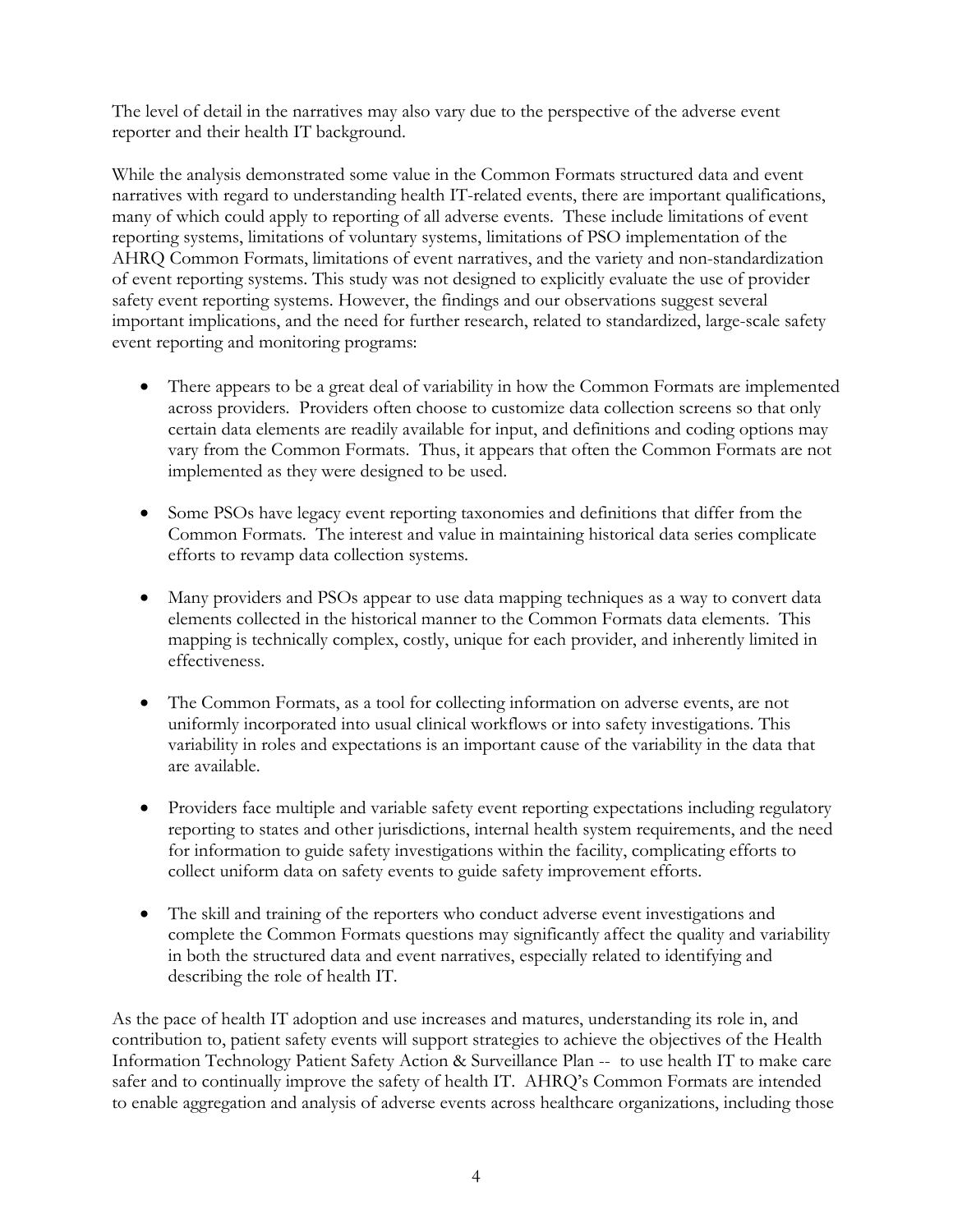The level of detail in the narratives may also vary due to the perspective of the adverse event reporter and their health IT background.

While the analysis demonstrated some value in the Common Formats structured data and event narratives with regard to understanding health IT-related events, there are important qualifications, many of which could apply to reporting of all adverse events. These include limitations of event reporting systems, limitations of voluntary systems, limitations of PSO implementation of the AHRQ Common Formats, limitations of event narratives, and the variety and non-standardization of event reporting systems. This study was not designed to explicitly evaluate the use of provider safety event reporting systems. However, the findings and our observations suggest several important implications, and the need for further research, related to standardized, large-scale safety event reporting and monitoring programs:

- There appears to be a great deal of variability in how the Common Formats are implemented across providers. Providers often choose to customize data collection screens so that only certain data elements are readily available for input, and definitions and coding options may vary from the Common Formats. Thus, it appears that often the Common Formats are not implemented as they were designed to be used.

- Some PSOs have legacy event reporting taxonomies and definitions that differ from the Common Formats. The interest and value in maintaining historical data series complicate efforts to revamp data collection systems.

- Many providers and PSOs appear to use data mapping techniques as a way to convert data elements collected in the historical manner to the Common Formats data elements. This mapping is technically complex, costly, unique for each provider, and inherently limited in effectiveness.

- The Common Formats, as a tool for collecting information on adverse events, are not uniformly incorporated into usual clinical workflows or into safety investigations. This variability in roles and expectations is an important cause of the variability in the data that are available.

- Providers face multiple and variable safety event reporting expectations including regulatory reporting to states and other jurisdictions, internal health system requirements, and the need for information to guide safety investigations within the facility, complicating efforts to collect uniform data on safety events to guide safety improvement efforts.

- The skill and training of the reporters who conduct adverse event investigations and complete the Common Formats questions may significantly affect the quality and variability in both the structured data and event narratives, especially related to identifying and describing the role of health IT.

As the pace of health IT adoption and use increases and matures, understanding its role in, and contribution to, patient safety events will support strategies to achieve the objectives of the Health Information Technology Patient Safety Action & Surveillance Plan -- to use health IT to make care safer and to continually improve the safety of health IT. AHRQ's Common Formats are intended to enable aggregation and analysis of adverse events across healthcare organizations, including those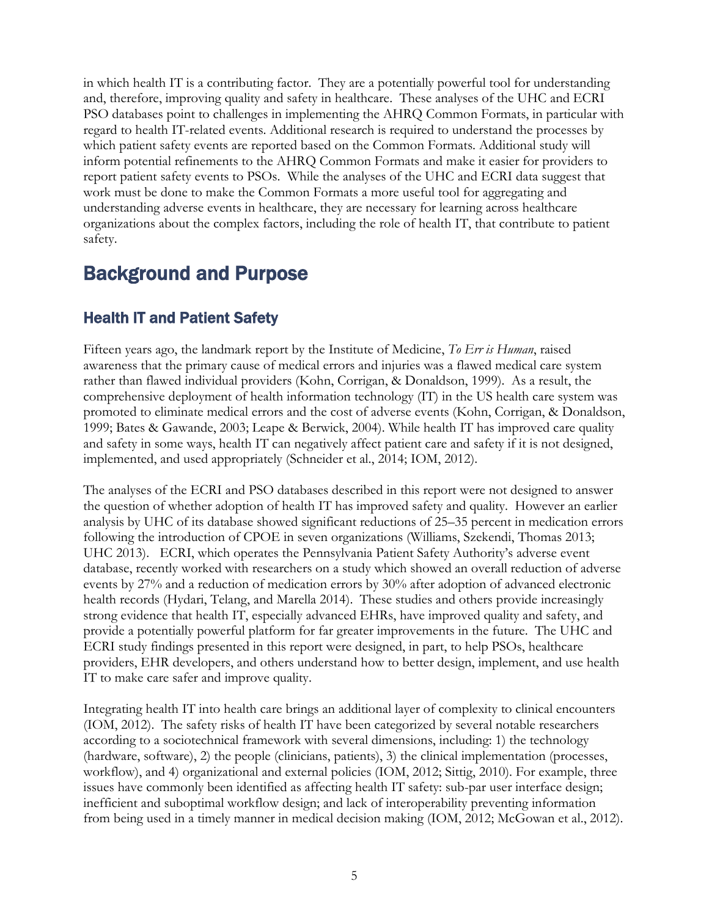in which health IT is a contributing factor. They are a potentially powerful tool for understanding and, therefore, improving quality and safety in healthcare. These analyses of the UHC and ECRI PSO databases point to challenges in implementing the AHRQ Common Formats, in particular with regard to health IT-related events. Additional research is required to understand the processes by which patient safety events are reported based on the Common Formats. Additional study will inform potential refinements to the AHRQ Common Formats and make it easier for providers to report patient safety events to PSOs. While the analyses of the UHC and ECRI data suggest that work must be done to make the Common Formats a more useful tool for aggregating and understanding adverse events in healthcare, they are necessary for learning across healthcare organizations about the complex factors, including the role of health IT, that contribute to patient safety.

# Background and Purpose

## Health IT and Patient Safety

Fifteen years ago, the landmark report by the Institute of Medicine, *To Err is Human*, raised awareness that the primary cause of medical errors and injuries was a flawed medical care system rather than flawed individual providers (Kohn, Corrigan, & Donaldson, 1999). As a result, the comprehensive deployment of health information technology (IT) in the US health care system was promoted to eliminate medical errors and the cost of adverse events (Kohn, Corrigan, & Donaldson, 1999; Bates & Gawande, 2003; Leape & Berwick, 2004). While health IT has improved care quality and safety in some ways, health IT can negatively affect patient care and safety if it is not designed, implemented, and used appropriately (Schneider et al., 2014; IOM, 2012).

The analyses of the ECRI and PSO databases described in this report were not designed to answer the question of whether adoption of health IT has improved safety and quality. However an earlier analysis by UHC of its database showed significant reductions of 25–35 percent in medication errors following the introduction of CPOE in seven organizations (Williams, Szekendi, Thomas 2013; UHC 2013). ECRI, which operates the Pennsylvania Patient Safety Authority's adverse event database, recently worked with researchers on a study which showed an overall reduction of adverse events by 27% and a reduction of medication errors by 30% after adoption of advanced electronic health records (Hydari, Telang, and Marella 2014). These studies and others provide increasingly strong evidence that health IT, especially advanced EHRs, have improved quality and safety, and provide a potentially powerful platform for far greater improvements in the future. The UHC and ECRI study findings presented in this report were designed, in part, to help PSOs, healthcare providers, EHR developers, and others understand how to better design, implement, and use health IT to make care safer and improve quality.

Integrating health IT into health care brings an additional layer of complexity to clinical encounters (IOM, 2012). The safety risks of health IT have been categorized by several notable researchers according to a sociotechnical framework with several dimensions, including: 1) the technology (hardware, software), 2) the people (clinicians, patients), 3) the clinical implementation (processes, workflow), and 4) organizational and external policies (IOM, 2012; Sittig, 2010). For example, three issues have commonly been identified as affecting health IT safety: sub-par user interface design; inefficient and suboptimal workflow design; and lack of interoperability preventing information from being used in a timely manner in medical decision making (IOM, 2012; McGowan et al., 2012).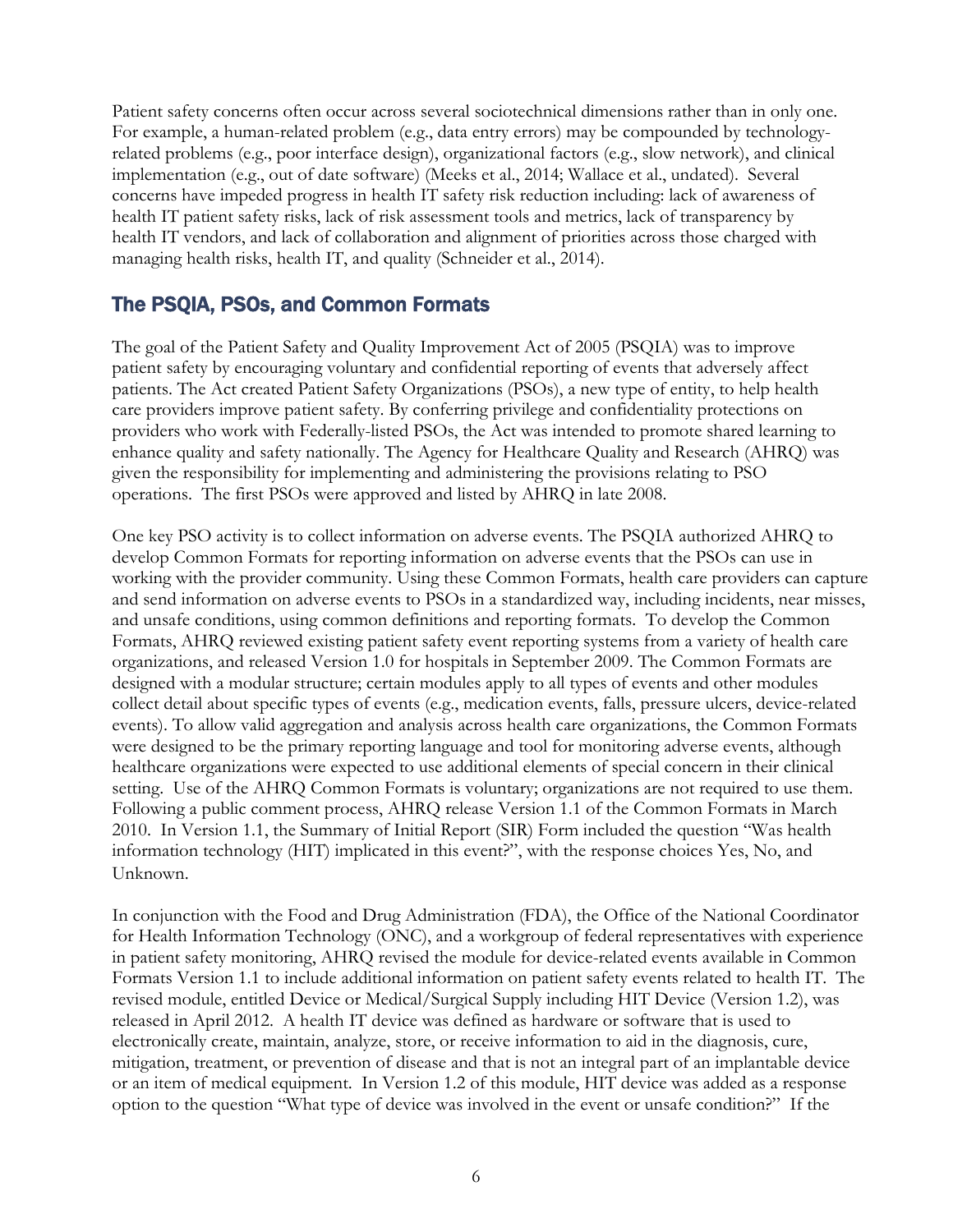Patient safety concerns often occur across several sociotechnical dimensions rather than in only one. For example, a human-related problem (e.g., data entry errors) may be compounded by technology-related problems (e.g., poor interface design), organizational factors (e.g., slow network), and clinical implementation (e.g., out of date software) (Meeks et al., 2014; Wallace et al., undated). Several concerns have impeded progress in health IT safety risk reduction including: lack of awareness of health IT patient safety risks, lack of risk assessment tools and metrics, lack of transparency by health IT vendors, and lack of collaboration and alignment of priorities across those charged with managing health risks, health IT, and quality (Schneider et al., 2014).

## The PSQIA, PSOs, and Common Formats

The goal of the Patient Safety and Quality Improvement Act of 2005 (PSQIA) was to improve patient safety by encouraging voluntary and confidential reporting of events that adversely affect patients. The Act created Patient Safety Organizations (PSOs), a new type of entity, to help health care providers improve patient safety. By conferring privilege and confidentiality protections on providers who work with Federally-listed PSOs, the Act was intended to promote shared learning to enhance quality and safety nationally. The Agency for Healthcare Quality and Research (AHRQ) was given the responsibility for implementing and administering the provisions relating to PSO operations. The first PSOs were approved and listed by AHRQ in late 2008.

One key PSO activity is to collect information on adverse events. The PSQIA authorized AHRQ to develop Common Formats for reporting information on adverse events that the PSOs can use in working with the provider community. Using these Common Formats, health care providers can capture and send information on adverse events to PSOs in a standardized way, including incidents, near misses, and unsafe conditions, using common definitions and reporting formats. To develop the Common Formats, AHRQ reviewed existing patient safety event reporting systems from a variety of health care organizations, and released Version 1.0 for hospitals in September 2009. The Common Formats are designed with a modular structure; certain modules apply to all types of events and other modules collect detail about specific types of events (e.g., medication events, falls, pressure ulcers, device-related events). To allow valid aggregation and analysis across health care organizations, the Common Formats were designed to be the primary reporting language and tool for monitoring adverse events, although healthcare organizations were expected to use additional elements of special concern in their clinical setting. Use of the AHRQ Common Formats is voluntary; organizations are not required to use them. Following a public comment process, AHRQ release Version 1.1 of the Common Formats in March 2010. In Version 1.1, the Summary of Initial Report (SIR) Form included the question "Was health information technology (HIT) implicated in this event?", with the response choices Yes, No, and Unknown.

In conjunction with the Food and Drug Administration (FDA), the Office of the National Coordinator for Health Information Technology (ONC), and a workgroup of federal representatives with experience in patient safety monitoring, AHRQ revised the module for device-related events available in Common Formats Version 1.1 to include additional information on patient safety events related to health IT. The revised module, entitled Device or Medical/Surgical Supply including HIT Device (Version 1.2), was released in April 2012. A health IT device was defined as hardware or software that is used to electronically create, maintain, analyze, store, or receive information to aid in the diagnosis, cure, mitigation, treatment, or prevention of disease and that is not an integral part of an implantable device or an item of medical equipment. In Version 1.2 of this module, HIT device was added as a response option to the question "What type of device was involved in the event or unsafe condition?" If the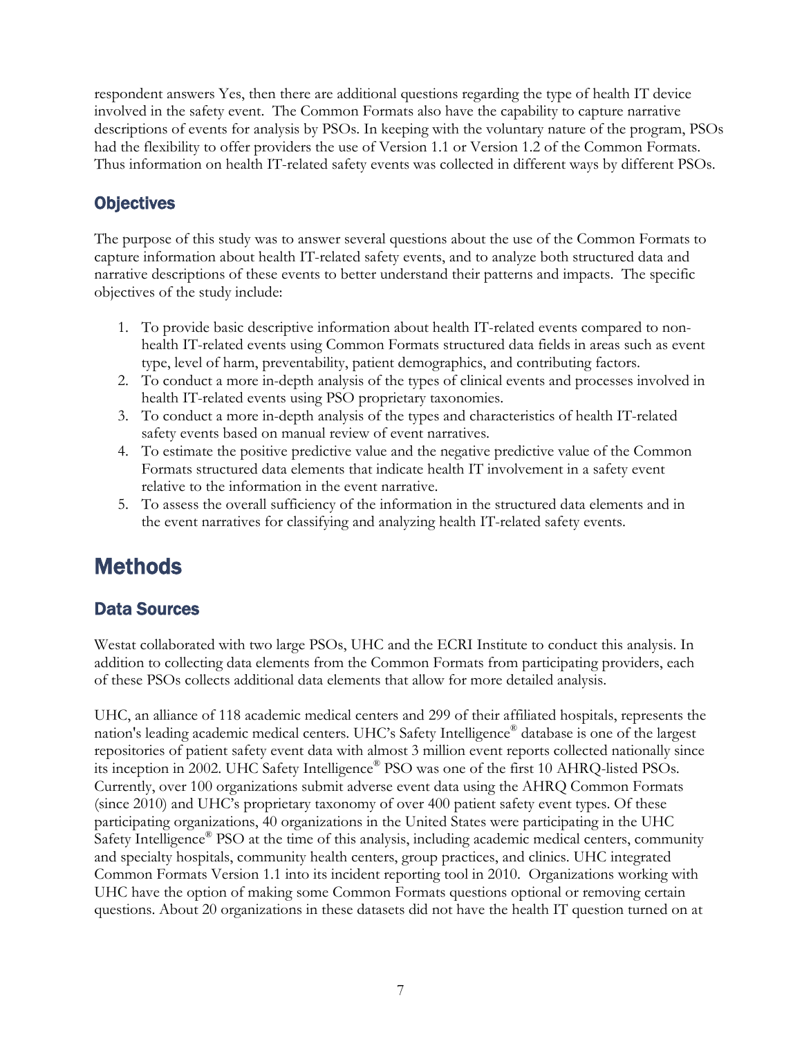respondent answers Yes, then there are additional questions regarding the type of health IT device involved in the safety event. The Common Formats also have the capability to capture narrative descriptions of events for analysis by PSOs. In keeping with the voluntary nature of the program, PSOs had the flexibility to offer providers the use of Version 1.1 or Version 1.2 of the Common Formats. Thus information on health IT-related safety events was collected in different ways by different PSOs.

## Objectives

The purpose of this study was to answer several questions about the use of the Common Formats to capture information about health IT-related safety events, and to analyze both structured data and narrative descriptions of these events to better understand their patterns and impacts. The specific objectives of the study include:

1. To provide basic descriptive information about health IT-related events compared to non-health IT-related events using Common Formats structured data fields in areas such as event type, level of harm, preventability, patient demographics, and contributing factors.
2. To conduct a more in-depth analysis of the types of clinical events and processes involved in health IT-related events using PSO proprietary taxonomies.
3. To conduct a more in-depth analysis of the types and characteristics of health IT-related safety events based on manual review of event narratives.
4. To estimate the positive predictive value and the negative predictive value of the Common Formats structured data elements that indicate health IT involvement in a safety event relative to the information in the event narrative.
5. To assess the overall sufficiency of the information in the structured data elements and in the event narratives for classifying and analyzing health IT-related safety events.

# Methods

## Data Sources

Westat collaborated with two large PSOs, UHC and the ECRI Institute to conduct this analysis. In addition to collecting data elements from the Common Formats from participating providers, each of these PSOs collects additional data elements that allow for more detailed analysis.

UHC, an alliance of 118 academic medical centers and 299 of their affiliated hospitals, represents the nation's leading academic medical centers. UHC's Safety Intelligence® database is one of the largest repositories of patient safety event data with almost 3 million event reports collected nationally since its inception in 2002. UHC Safety Intelligence® PSO was one of the first 10 AHRQ-listed PSOs. Currently, over 100 organizations submit adverse event data using the AHRQ Common Formats (since 2010) and UHC's proprietary taxonomy of over 400 patient safety event types. Of these participating organizations, 40 organizations in the United States were participating in the UHC Safety Intelligence® PSO at the time of this analysis, including academic medical centers, community and specialty hospitals, community health centers, group practices, and clinics. UHC integrated Common Formats Version 1.1 into its incident reporting tool in 2010. Organizations working with UHC have the option of making some Common Formats questions optional or removing certain questions. About 20 organizations in these datasets did not have the health IT question turned on at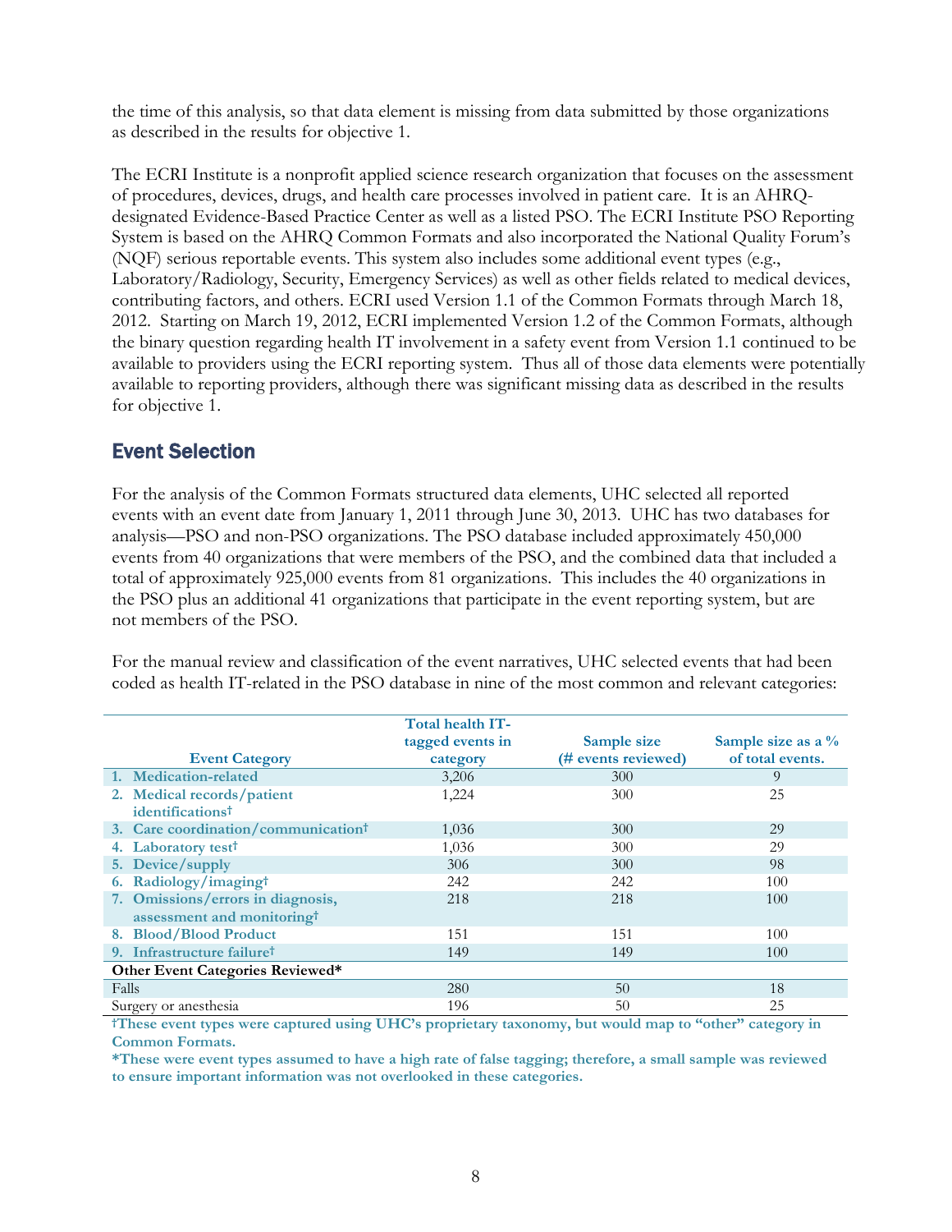the time of this analysis, so that data element is missing from data submitted by those organizations as described in the results for objective 1.

The ECRI Institute is a nonprofit applied science research organization that focuses on the assessment of procedures, devices, drugs, and health care processes involved in patient care. It is an AHRQ-designated Evidence-Based Practice Center as well as a listed PSO. The ECRI Institute PSO Reporting System is based on the AHRQ Common Formats and also incorporated the National Quality Forum's (NQF) serious reportable events. This system also includes some additional event types (e.g., Laboratory/Radiology, Security, Emergency Services) as well as other fields related to medical devices, contributing factors, and others. ECRI used Version 1.1 of the Common Formats through March 18, 2012. Starting on March 19, 2012, ECRI implemented Version 1.2 of the Common Formats, although the binary question regarding health IT involvement in a safety event from Version 1.1 continued to be available to providers using the ECRI reporting system. Thus all of those data elements were potentially available to reporting providers, although there was significant missing data as described in the results for objective 1.

## Event Selection

For the analysis of the Common Formats structured data elements, UHC selected all reported events with an event date from January 1, 2011 through June 30, 2013. UHC has two databases for analysis—PSO and non-PSO organizations. The PSO database included approximately 450,000 events from 40 organizations that were members of the PSO, and the combined data that included a total of approximately 925,000 events from 81 organizations. This includes the 40 organizations in the PSO plus an additional 41 organizations that participate in the event reporting system, but are not members of the PSO.

For the manual review and classification of the event narratives, UHC selected events that had been coded as health IT-related in the PSO database in nine of the most common and relevant categories:

| Event Category | Total health IT-tagged events in category | Sample size (# events reviewed) | Sample size as a % of total events. |
|---|---|---|---|
| 1. Medication-related | 3,206 | 300 | 9 |
| 2. Medical records/patient identifications† | 1,224 | 300 | 25 |
| 3. Care coordination/communication† | 1,036 | 300 | 29 |
| 4. Laboratory test† | 1,036 | 300 | 29 |
| 5. Device/supply | 306 | 300 | 98 |
| 6. Radiology/imaging† | 242 | 242 | 100 |
| 7. Omissions/errors in diagnosis, assessment and monitoring† | 218 | 218 | 100 |
| 8. Blood/Blood Product | 151 | 151 | 100 |
| 9. Infrastructure failure† | 149 | 149 | 100 |
| **Other Event Categories Reviewed*** | | | |
| Falls | 280 | 50 | 18 |
| Surgery or anesthesia | 196 | 50 | 25 |

**†These event types were captured using UHC's proprietary taxonomy, but would map to "other" category in Common Formats.**

**\*These were event types assumed to have a high rate of false tagging; therefore, a small sample was reviewed to ensure important information was not overlooked in these categories.**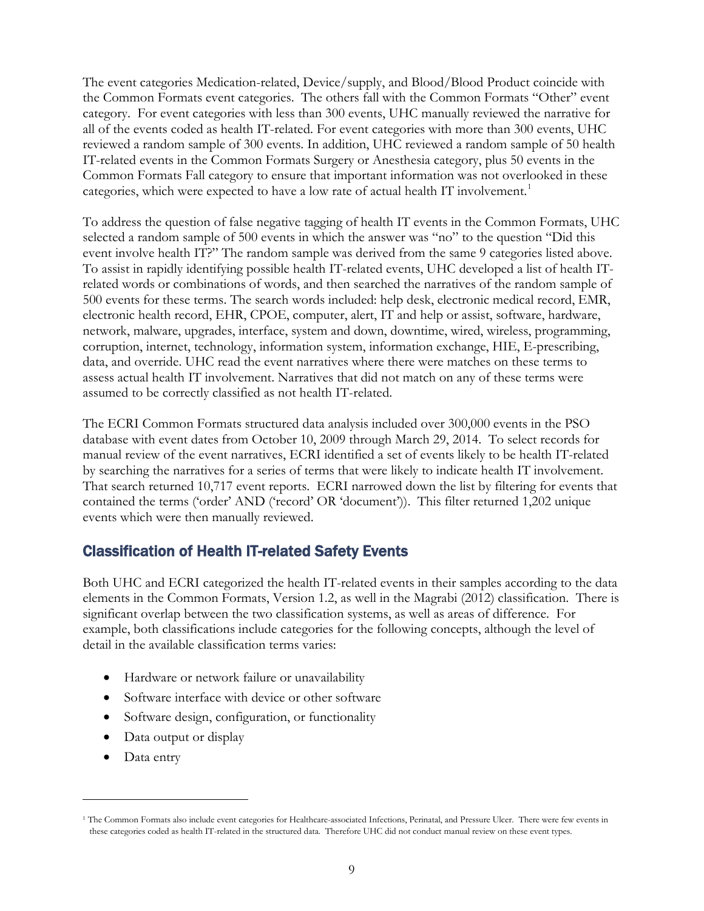The event categories Medication-related, Device/supply, and Blood/Blood Product coincide with the Common Formats event categories. The others fall with the Common Formats "Other" event category. For event categories with less than 300 events, UHC manually reviewed the narrative for all of the events coded as health IT-related. For event categories with more than 300 events, UHC reviewed a random sample of 300 events. In addition, UHC reviewed a random sample of 50 health IT-related events in the Common Formats Surgery or Anesthesia category, plus 50 events in the Common Formats Fall category to ensure that important information was not overlooked in these categories, which were expected to have a low rate of actual health IT involvement.[1]

To address the question of false negative tagging of health IT events in the Common Formats, UHC selected a random sample of 500 events in which the answer was "no" to the question "Did this event involve health IT?" The random sample was derived from the same 9 categories listed above. To assist in rapidly identifying possible health IT-related events, UHC developed a list of health IT-related words or combinations of words, and then searched the narratives of the random sample of 500 events for these terms. The search words included: help desk, electronic medical record, EMR, electronic health record, EHR, CPOE, computer, alert, IT and help or assist, software, hardware, network, malware, upgrades, interface, system and down, downtime, wired, wireless, programming, corruption, internet, technology, information system, information exchange, HIE, E-prescribing, data, and override. UHC read the event narratives where there were matches on these terms to assess actual health IT involvement. Narratives that did not match on any of these terms were assumed to be correctly classified as not health IT-related.

The ECRI Common Formats structured data analysis included over 300,000 events in the PSO database with event dates from October 10, 2009 through March 29, 2014. To select records for manual review of the event narratives, ECRI identified a set of events likely to be health IT-related by searching the narratives for a series of terms that were likely to indicate health IT involvement. That search returned 10,717 event reports. ECRI narrowed down the list by filtering for events that contained the terms ('order' AND ('record' OR 'document')). This filter returned 1,202 unique events which were then manually reviewed.

## Classification of Health IT-related Safety Events

Both UHC and ECRI categorized the health IT-related events in their samples according to the data elements in the Common Formats, Version 1.2, as well in the Magrabi (2012) classification. There is significant overlap between the two classification systems, as well as areas of difference. For example, both classifications include categories for the following concepts, although the level of detail in the available classification terms varies:

- Hardware or network failure or unavailability
- Software interface with device or other software
- Software design, configuration, or functionality
- Data output or display
- Data entry

[1] The Common Formats also include event categories for Healthcare-associated Infections, Perinatal, and Pressure Ulcer. There were few events in these categories coded as health IT-related in the structured data. Therefore UHC did not conduct manual review on these event types.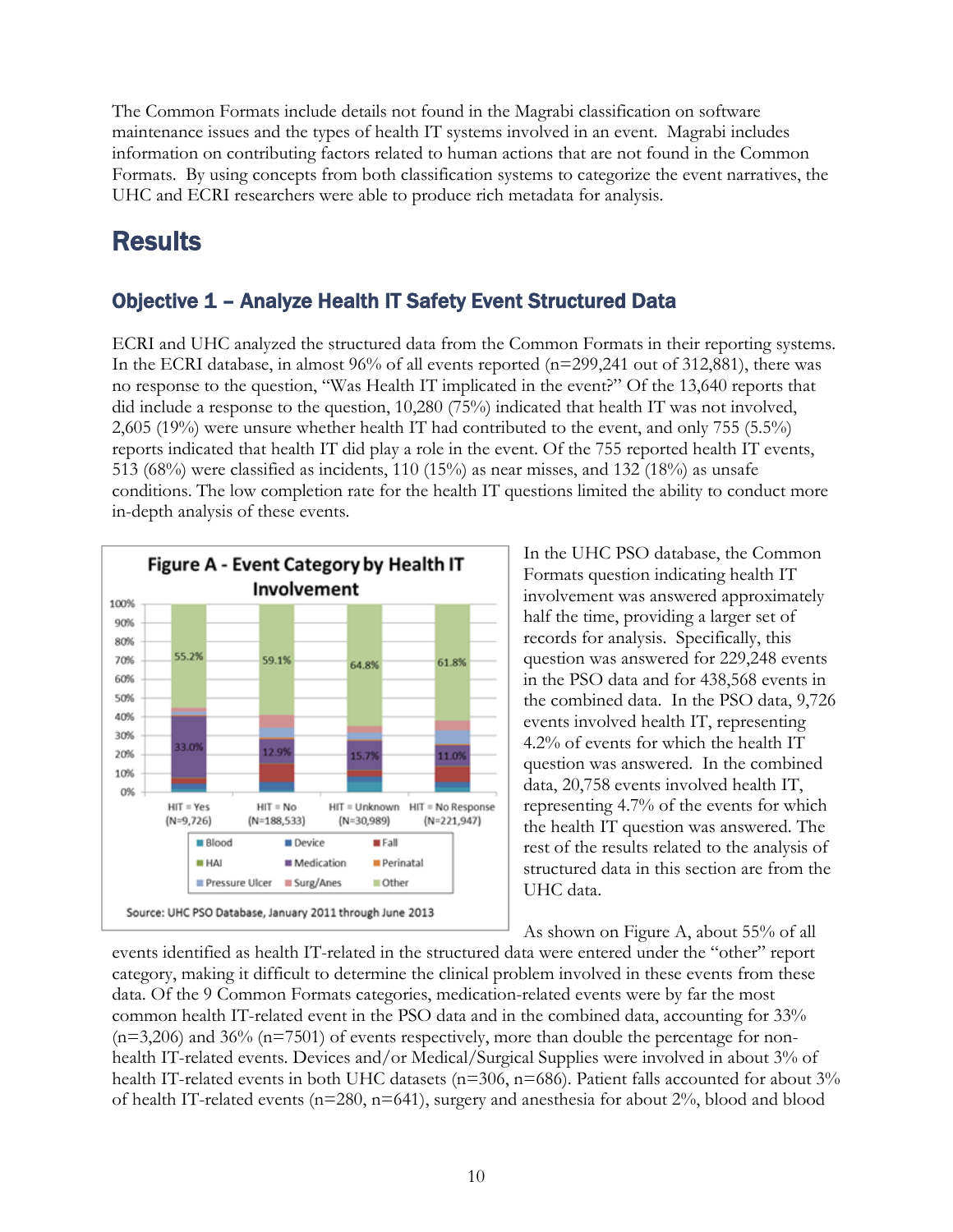The Common Formats include details not found in the Magrabi classification on software maintenance issues and the types of health IT systems involved in an event. Magrabi includes information on contributing factors related to human actions that are not found in the Common Formats. By using concepts from both classification systems to categorize the event narratives, the UHC and ECRI researchers were able to produce rich metadata for analysis.

# Results

## Objective 1 – Analyze Health IT Safety Event Structured Data

ECRI and UHC analyzed the structured data from the Common Formats in their reporting systems. In the ECRI database, in almost 96% of all events reported (n=299,241 out of 312,881), there was no response to the question, "Was Health IT implicated in the event?" Of the 13,640 reports that did include a response to the question, 10,280 (75%) indicated that health IT was not involved, 2,605 (19%) were unsure whether health IT had contributed to the event, and only 755 (5.5%) reports indicated that health IT did play a role in the event. Of the 755 reported health IT events, 513 (68%) were classified as incidents, 110 (15%) as near misses, and 132 (18%) as unsafe conditions. The low completion rate for the health IT questions limited the ability to conduct more in-depth analysis of these events.

**Figure A - Event Category by Health IT Involvement**

| | HIT = Yes (N=9,726) | HIT = No (N=188,533) | HIT = Unknown (N=30,989) | HIT = No Response (N=221,947) |
|---|---|---|---|---|
| Other | 55.2% | 59.1% | 64.8% | 61.8% |
| Medication | 33.0% | 12.9% | 15.7% | 11.0% |

Legend: Blood, Device, Fall, HAI, Medication, Perinatal, Pressure Ulcer, Surg/Anes, Other

Source: UHC PSO Database, January 2011 through June 2013

In the UHC PSO database, the Common Formats question indicating health IT involvement was answered approximately half the time, providing a larger set of records for analysis. Specifically, this question was answered for 229,248 events in the PSO data and for 438,568 events in the combined data. In the PSO data, 9,726 events involved health IT, representing 4.2% of events for which the health IT question was answered. In the combined data, 20,758 events involved health IT, representing 4.7% of the events for which the health IT question was answered. The rest of the results related to the analysis of structured data in this section are from the UHC data.

As shown on Figure A, about 55% of all events identified as health IT-related in the structured data were entered under the "other" report category, making it difficult to determine the clinical problem involved in these events from these data. Of the 9 Common Formats categories, medication-related events were by far the most common health IT-related event in the PSO data and in the combined data, accounting for 33% (n=3,206) and 36% (n=7501) of events respectively, more than double the percentage for non-health IT-related events. Devices and/or Medical/Surgical Supplies were involved in about 3% of health IT-related events in both UHC datasets (n=306, n=686). Patient falls accounted for about 3% of health IT-related events (n=280, n=641), surgery and anesthesia for about 2%, blood and blood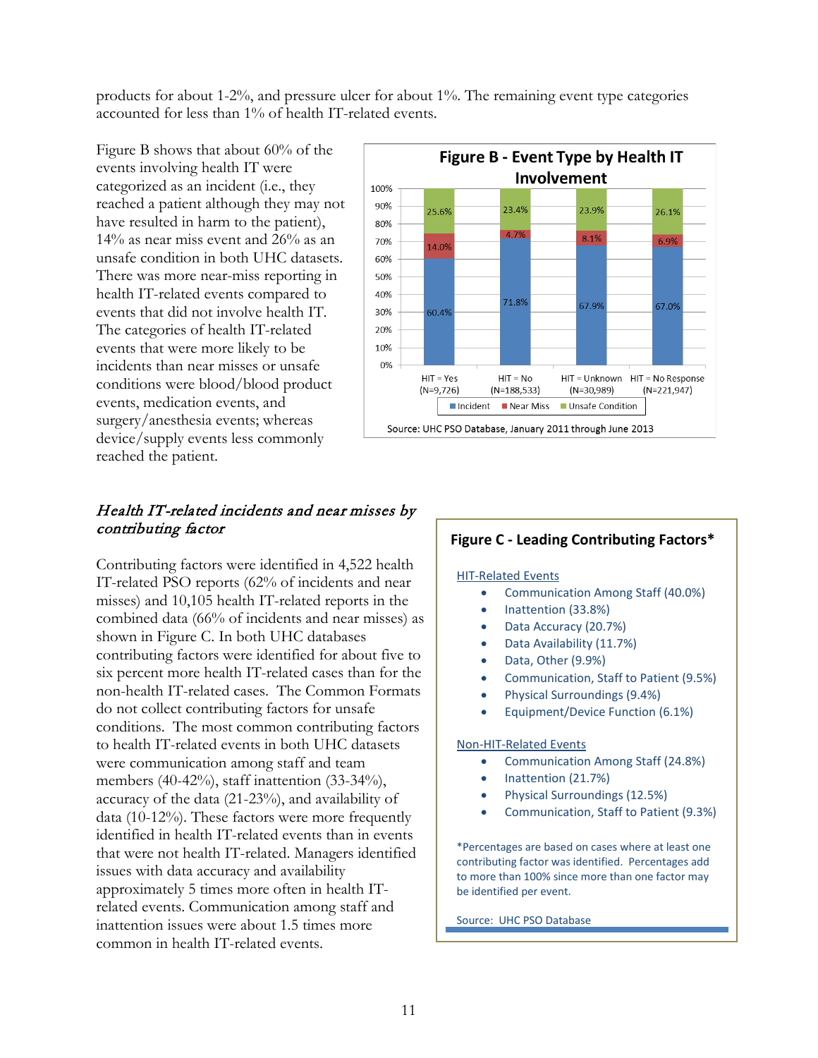products for about 1-2%, and pressure ulcer for about 1%. The remaining event type categories accounted for less than 1% of health IT-related events.

Figure B shows that about 60% of the events involving health IT were categorized as an incident (i.e., they reached a patient although they may not have resulted in harm to the patient), 14% as near miss event and 26% as an unsafe condition in both UHC datasets. There was more near-miss reporting in health IT-related events compared to events that did not involve health IT. The categories of health IT-related events that were more likely to be incidents than near misses or unsafe conditions were blood/blood product events, medication events, and surgery/anesthesia events; whereas device/supply events less commonly reached the patient.

**Figure B - Event Type by Health IT Involvement**

| | HIT = Yes (N=9,726) | HIT = No (N=188,533) | HIT = Unknown (N=30,989) | HIT = No Response (N=221,947) |
|---|---|---|---|---|
| Incident | 60.4% | 71.8% | 67.9% | 67.0% |
| Near Miss | 14.0% | 4.7% | 8.1% | 6.9% |
| Unsafe Condition | 25.6% | 23.4% | 23.9% | 26.1% |

Source: UHC PSO Database, January 2011 through June 2013

### *Health IT-related incidents and near misses by contributing factor*

Contributing factors were identified in 4,522 health IT-related PSO reports (62% of incidents and near misses) and 10,105 health IT-related reports in the combined data (66% of incidents and near misses) as shown in Figure C. In both UHC databases contributing factors were identified for about five to six percent more health IT-related cases than for the non-health IT-related cases. The Common Formats do not collect contributing factors for unsafe conditions. The most common contributing factors to health IT-related events in both UHC datasets were communication among staff and team members (40-42%), staff inattention (33-34%), accuracy of the data (21-23%), and availability of data (10-12%). These factors were more frequently identified in health IT-related events than in events that were not health IT-related. Managers identified issues with data accuracy and availability approximately 5 times more often in health IT-related events. Communication among staff and inattention issues were about 1.5 times more common in health IT-related events.

**Figure C - Leading Contributing Factors***

HIT-Related Events

- Communication Among Staff (40.0%)
- Inattention (33.8%)
- Data Accuracy (20.7%)
- Data Availability (11.7%)
- Data, Other (9.9%)
- Communication, Staff to Patient (9.5%)
- Physical Surroundings (9.4%)
- Equipment/Device Function (6.1%)

Non-HIT-Related Events

- Communication Among Staff (24.8%)
- Inattention (21.7%)
- Physical Surroundings (12.5%)
- Communication, Staff to Patient (9.3%)

*Percentages are based on cases where at least one contributing factor was identified. Percentages add to more than 100% since more than one factor may be identified per event.

Source: UHC PSO Database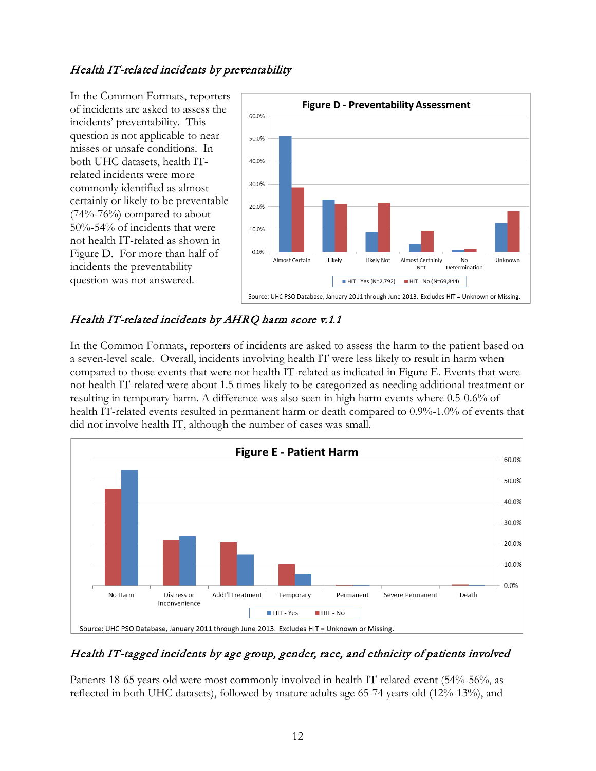### *Health IT-related incidents by preventability*

In the Common Formats, reporters of incidents are asked to assess the incidents' preventability. This question is not applicable to near misses or unsafe conditions. In both UHC datasets, health IT-related incidents were more commonly identified as almost certainly or likely to be preventable (74%-76%) compared to about 50%-54% of incidents that were not health IT-related as shown in Figure D. For more than half of incidents the preventability question was not answered.

**Figure D - Preventability Assessment**

Source: UHC PSO Database, January 2011 through June 2013. Excludes HIT = Unknown or Missing.

### *Health IT-related incidents by AHRQ harm score v.1.1*

In the Common Formats, reporters of incidents are asked to assess the harm to the patient based on a seven-level scale. Overall, incidents involving health IT were less likely to result in harm when compared to those events that were not health IT-related as indicated in Figure E. Events that were not health IT-related were about 1.5 times likely to be categorized as needing additional treatment or resulting in temporary harm. A difference was also seen in high harm events where 0.5-0.6% of health IT-related events resulted in permanent harm or death compared to 0.9%-1.0% of events that did not involve health IT, although the number of cases was small.

**Figure E - Patient Harm**

Source: UHC PSO Database, January 2011 through June 2013. Excludes HIT = Unknown or Missing.

### *Health IT-tagged incidents by age group, gender, race, and ethnicity of patients involved*

Patients 18-65 years old were most commonly involved in health IT-related event (54%-56%, as reflected in both UHC datasets), followed by mature adults age 65-74 years old (12%-13%), and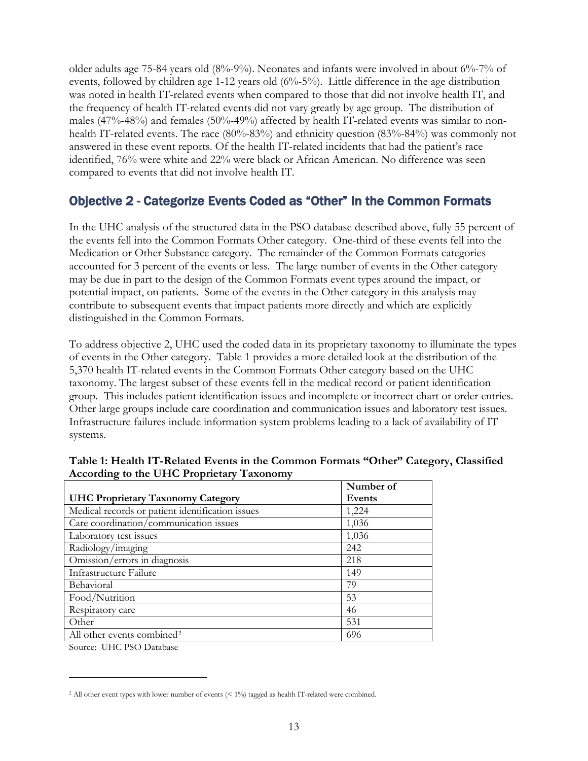older adults age 75-84 years old (8%-9%). Neonates and infants were involved in about 6%-7% of events, followed by children age 1-12 years old (6%-5%). Little difference in the age distribution was noted in health IT-related events when compared to those that did not involve health IT, and the frequency of health IT-related events did not vary greatly by age group. The distribution of males (47%-48%) and females (50%-49%) affected by health IT-related events was similar to non-health IT-related events. The race (80%-83%) and ethnicity question (83%-84%) was commonly not answered in these event reports. Of the health IT-related incidents that had the patient's race identified, 76% were white and 22% were black or African American. No difference was seen compared to events that did not involve health IT.

## Objective 2 - Categorize Events Coded as "Other" In the Common Formats

In the UHC analysis of the structured data in the PSO database described above, fully 55 percent of the events fell into the Common Formats Other category. One-third of these events fell into the Medication or Other Substance category. The remainder of the Common Formats categories accounted for 3 percent of the events or less. The large number of events in the Other category may be due in part to the design of the Common Formats event types around the impact, or potential impact, on patients. Some of the events in the Other category in this analysis may contribute to subsequent events that impact patients more directly and which are explicitly distinguished in the Common Formats.

To address objective 2, UHC used the coded data in its proprietary taxonomy to illuminate the types of events in the Other category. Table 1 provides a more detailed look at the distribution of the 5,370 health IT-related events in the Common Formats Other category based on the UHC taxonomy. The largest subset of these events fell in the medical record or patient identification group. This includes patient identification issues and incomplete or incorrect chart or order entries. Other large groups include care coordination and communication issues and laboratory test issues. Infrastructure failures include information system problems leading to a lack of availability of IT systems.

**Table 1: Health IT-Related Events in the Common Formats "Other" Category, Classified According to the UHC Proprietary Taxonomy**

| UHC Proprietary Taxonomy Category | Number of Events |
|---|---|
| Medical records or patient identification issues | 1,224 |
| Care coordination/communication issues | 1,036 |
| Laboratory test issues | 1,036 |
| Radiology/imaging | 242 |
| Omission/errors in diagnosis | 218 |
| Infrastructure Failure | 149 |
| Behavioral | 79 |
| Food/Nutrition | 53 |
| Respiratory care | 46 |
| Other | 531 |
| All other events combined[2] | 696 |

Source: UHC PSO Database

[2] All other event types with lower number of events (< 1%) tagged as health IT-related were combined.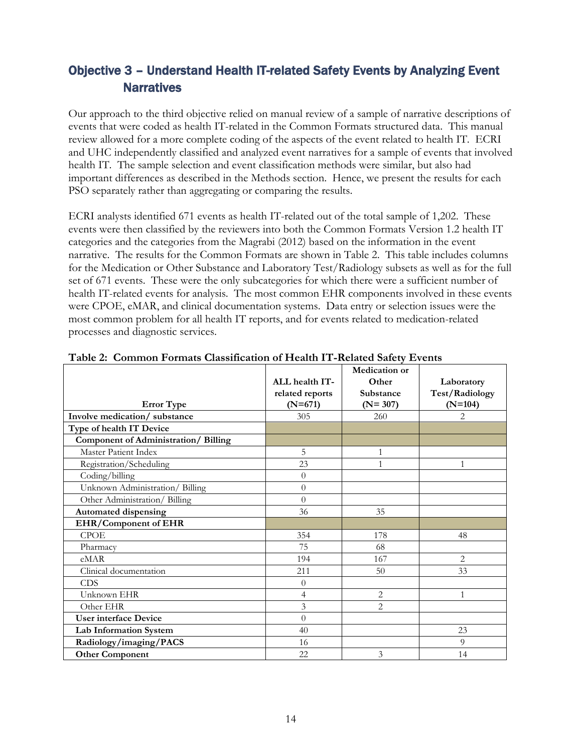## Objective 3 – Understand Health IT-related Safety Events by Analyzing Event Narratives

Our approach to the third objective relied on manual review of a sample of narrative descriptions of events that were coded as health IT-related in the Common Formats structured data. This manual review allowed for a more complete coding of the aspects of the event related to health IT. ECRI and UHC independently classified and analyzed event narratives for a sample of events that involved health IT. The sample selection and event classification methods were similar, but also had important differences as described in the Methods section. Hence, we present the results for each PSO separately rather than aggregating or comparing the results.

ECRI analysts identified 671 events as health IT-related out of the total sample of 1,202. These events were then classified by the reviewers into both the Common Formats Version 1.2 health IT categories and the categories from the Magrabi (2012) based on the information in the event narrative. The results for the Common Formats are shown in Table 2. This table includes columns for the Medication or Other Substance and Laboratory Test/Radiology subsets as well as for the full set of 671 events. These were the only subcategories for which there were a sufficient number of health IT-related events for analysis. The most common EHR components involved in these events were CPOE, eMAR, and clinical documentation systems. Data entry or selection issues were the most common problem for all health IT reports, and for events related to medication-related processes and diagnostic services.

**Table 2: Common Formats Classification of Health IT-Related Safety Events**

| Error Type | ALL health IT-related reports (N=671) | Medication or Other Substance (N= 307) | Laboratory Test/Radiology (N=104) |
|---|---|---|---|
| **Involve medication/ substance** | 305 | 260 | 2 |
| **Type of health IT Device** | | | |
| **Component of Administration/ Billing** | | | |
| Master Patient Index | 5 | 1 | |
| Registration/Scheduling | 23 | 1 | 1 |
| Coding/billing | 0 | | |
| Unknown Administration/ Billing | 0 | | |
| Other Administration/ Billing | 0 | | |
| **Automated dispensing** | 36 | 35 | |
| **EHR/Component of EHR** | | | |
| CPOE | 354 | 178 | 48 |
| Pharmacy | 75 | 68 | |
| eMAR | 194 | 167 | 2 |
| Clinical documentation | 211 | 50 | 33 |
| CDS | 0 | | |
| Unknown EHR | 4 | 2 | 1 |
| Other EHR | 3 | 2 | |
| **User interface Device** | 0 | | |
| **Lab Information System** | 40 | | 23 |
| **Radiology/imaging/PACS** | 16 | | 9 |
| **Other Component** | 22 | 3 | 14 |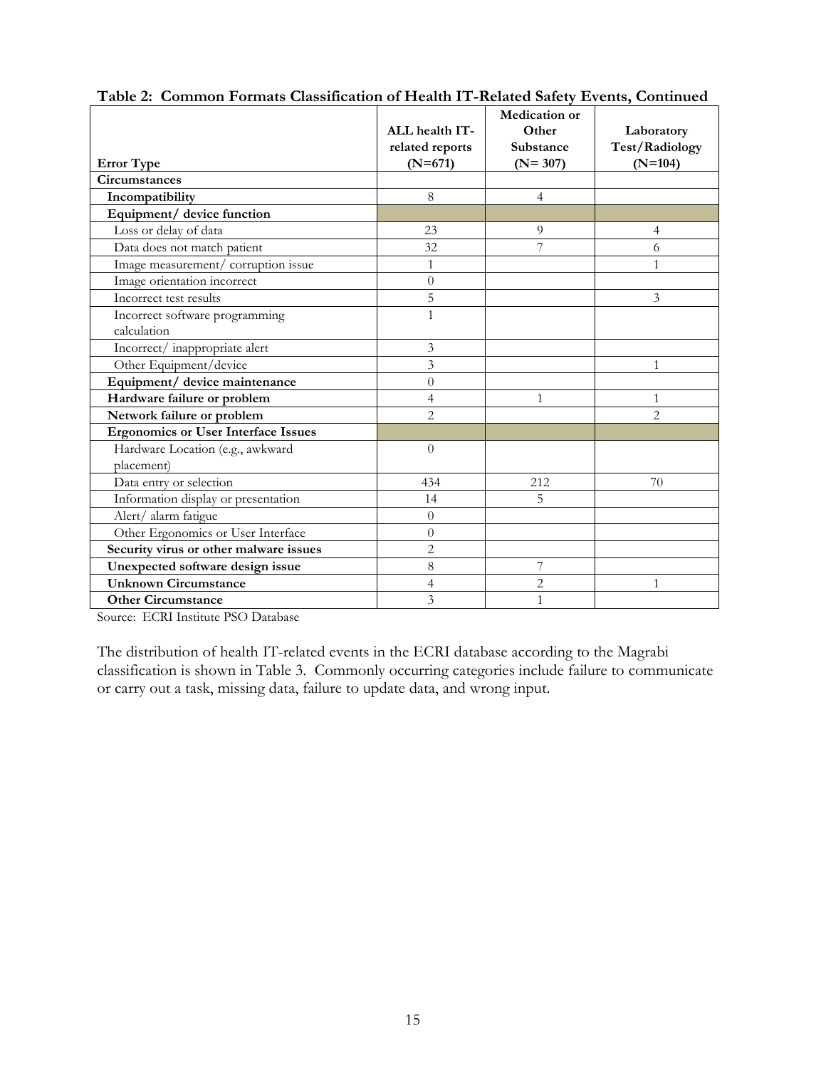**Table 2: Common Formats Classification of Health IT-Related Safety Events, Continued**

| Error Type | ALL health IT-related reports (N=671) | Medication or Other Substance (N= 307) | Laboratory Test/Radiology (N=104) |
|---|---|---|---|
| **Circumstances** | | | |
| **Incompatibility** | 8 | 4 | |
| **Equipment/ device function** | | | |
| Loss or delay of data | 23 | 9 | 4 |
| Data does not match patient | 32 | 7 | 6 |
| Image measurement/ corruption issue | 1 | | 1 |
| Image orientation incorrect | 0 | | |
| Incorrect test results | 5 | | 3 |
| Incorrect software programming calculation | 1 | | |
| Incorrect/ inappropriate alert | 3 | | |
| Other Equipment/device | 3 | | 1 |
| **Equipment/ device maintenance** | 0 | | |
| **Hardware failure or problem** | 4 | 1 | 1 |
| **Network failure or problem** | 2 | | 2 |
| **Ergonomics or User Interface Issues** | | | |
| Hardware Location (e.g., awkward placement) | 0 | | |
| Data entry or selection | 434 | 212 | 70 |
| Information display or presentation | 14 | 5 | |
| Alert/ alarm fatigue | 0 | | |
| Other Ergonomics or User Interface | 0 | | |
| **Security virus or other malware issues** | 2 | | |
| **Unexpected software design issue** | 8 | 7 | |
| **Unknown Circumstance** | 4 | 2 | 1 |
| **Other Circumstance** | 3 | 1 | |

Source: ECRI Institute PSO Database

The distribution of health IT-related events in the ECRI database according to the Magrabi classification is shown in Table 3. Commonly occurring categories include failure to communicate or carry out a task, missing data, failure to update data, and wrong input.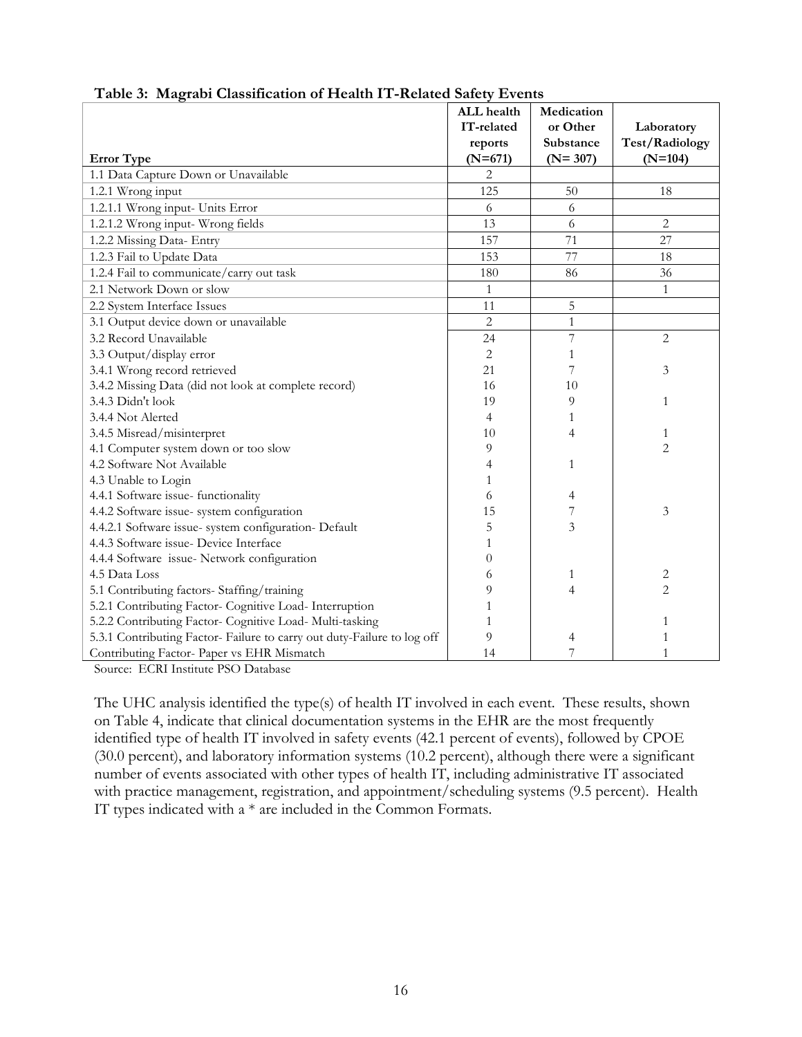**Table 3: Magrabi Classification of Health IT-Related Safety Events**

| Error Type | ALL health IT-related reports (N=671) | Medication or Other Substance (N= 307) | Laboratory Test/Radiology (N=104) |
|---|---|---|---|
| 1.1 Data Capture Down or Unavailable | 2 | | |
| 1.2.1 Wrong input | 125 | 50 | 18 |
| 1.2.1.1 Wrong input- Units Error | 6 | 6 | |
| 1.2.1.2 Wrong input- Wrong fields | 13 | 6 | 2 |
| 1.2.2 Missing Data- Entry | 157 | 71 | 27 |
| 1.2.3 Fail to Update Data | 153 | 77 | 18 |
| 1.2.4 Fail to communicate/carry out task | 180 | 86 | 36 |
| 2.1 Network Down or slow | 1 | | 1 |
| 2.2 System Interface Issues | 11 | 5 | |
| 3.1 Output device down or unavailable | 2 | 1 | |
| 3.2 Record Unavailable | 24 | 7 | 2 |
| 3.3 Output/display error | 2 | 1 | |
| 3.4.1 Wrong record retrieved | 21 | 7 | 3 |
| 3.4.2 Missing Data (did not look at complete record) | 16 | 10 | |
| 3.4.3 Didn't look | 19 | 9 | 1 |
| 3.4.4 Not Alerted | 4 | 1 | |
| 3.4.5 Misread/misinterpret | 10 | 4 | 1 |
| 4.1 Computer system down or too slow | 9 | | 2 |
| 4.2 Software Not Available | 4 | 1 | |
| 4.3 Unable to Login | 1 | | |
| 4.4.1 Software issue- functionality | 6 | 4 | |
| 4.4.2 Software issue- system configuration | 15 | 7 | 3 |
| 4.4.2.1 Software issue- system configuration- Default | 5 | 3 | |
| 4.4.3 Software issue- Device Interface | 1 | | |
| 4.4.4 Software issue- Network configuration | 0 | | |
| 4.5 Data Loss | 6 | 1 | 2 |
| 5.1 Contributing factors- Staffing/training | 9 | 4 | 2 |
| 5.2.1 Contributing Factor- Cognitive Load- Interruption | 1 | | |
| 5.2.2 Contributing Factor- Cognitive Load- Multi-tasking | 1 | | 1 |
| 5.3.1 Contributing Factor- Failure to carry out duty-Failure to log off | 9 | 4 | 1 |
| Contributing Factor- Paper vs EHR Mismatch | 14 | 7 | 1 |

Source: ECRI Institute PSO Database

The UHC analysis identified the type(s) of health IT involved in each event. These results, shown on Table 4, indicate that clinical documentation systems in the EHR are the most frequently identified type of health IT involved in safety events (42.1 percent of events), followed by CPOE (30.0 percent), and laboratory information systems (10.2 percent), although there were a significant number of events associated with other types of health IT, including administrative IT associated with practice management, registration, and appointment/scheduling systems (9.5 percent). Health IT types indicated with a * are included in the Common Formats.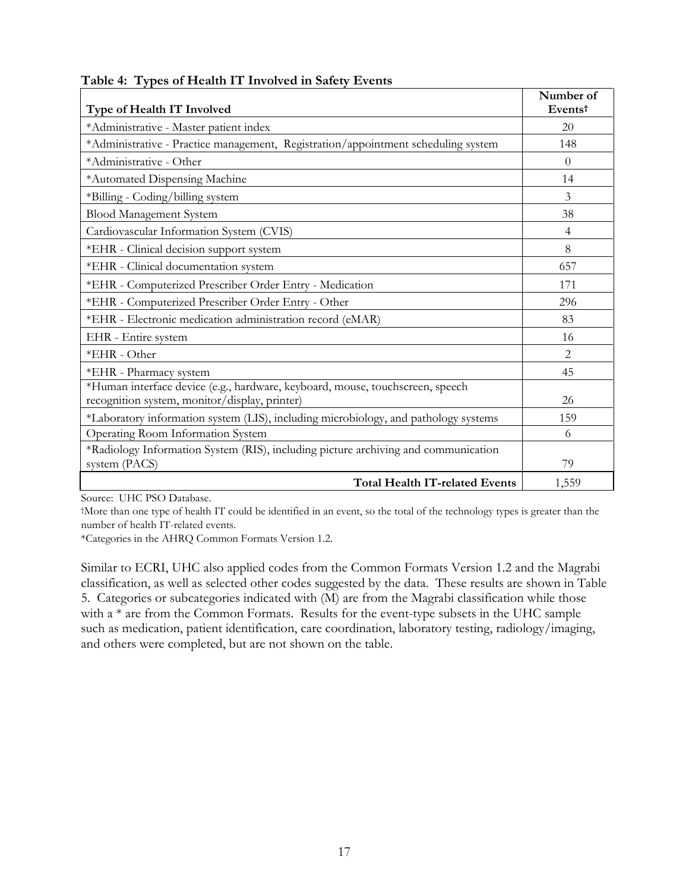**Table 4: Types of Health IT Involved in Safety Events**

| Type of Health IT Involved | Number of Events† |
|---|---|
| *Administrative - Master patient index | 20 |
| *Administrative - Practice management, Registration/appointment scheduling system | 148 |
| *Administrative - Other | 0 |
| *Automated Dispensing Machine | 14 |
| *Billing - Coding/billing system | 3 |
| Blood Management System | 38 |
| Cardiovascular Information System (CVIS) | 4 |
| *EHR - Clinical decision support system | 8 |
| *EHR - Clinical documentation system | 657 |
| *EHR - Computerized Prescriber Order Entry - Medication | 171 |
| *EHR - Computerized Prescriber Order Entry - Other | 296 |
| *EHR - Electronic medication administration record (eMAR) | 83 |
| EHR - Entire system | 16 |
| *EHR - Other | 2 |
| *EHR - Pharmacy system | 45 |
| *Human interface device (e.g., hardware, keyboard, mouse, touchscreen, speech recognition system, monitor/display, printer) | 26 |
| *Laboratory information system (LIS), including microbiology, and pathology systems | 159 |
| Operating Room Information System | 6 |
| *Radiology Information System (RIS), including picture archiving and communication system (PACS) | 79 |
| **Total Health IT-related Events** | 1,559 |

Source: UHC PSO Database.

†More than one type of health IT could be identified in an event, so the total of the technology types is greater than the number of health IT-related events.

*Categories in the AHRQ Common Formats Version 1.2.

Similar to ECRI, UHC also applied codes from the Common Formats Version 1.2 and the Magrabi classification, as well as selected other codes suggested by the data. These results are shown in Table 5. Categories or subcategories indicated with (M) are from the Magrabi classification while those with a * are from the Common Formats. Results for the event-type subsets in the UHC sample such as medication, patient identification, care coordination, laboratory testing, radiology/imaging, and others were completed, but are not shown on the table.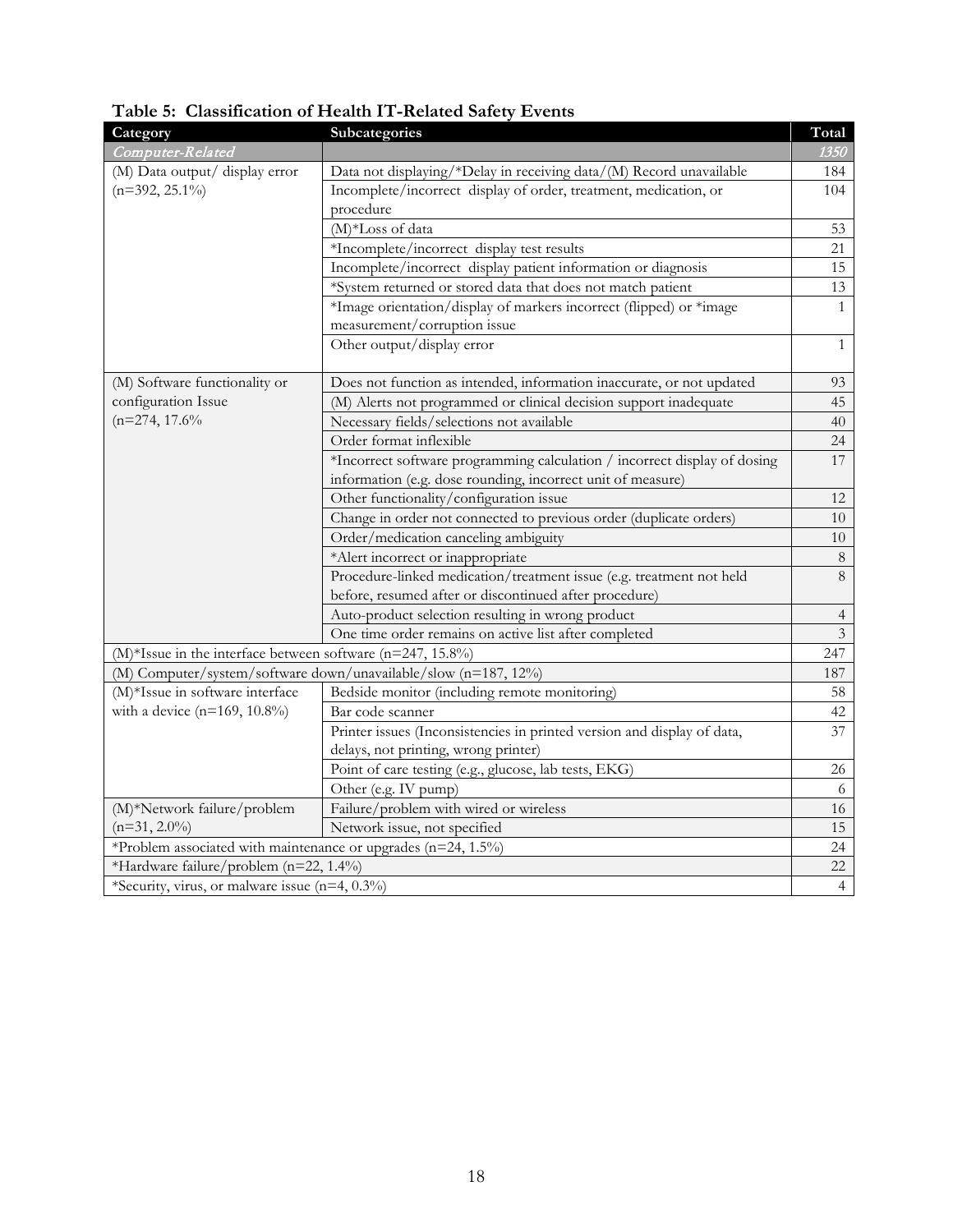**Table 5: Classification of Health IT-Related Safety Events**

| Category | Subcategories | Total |
|---|---|---|
| *Computer-Related* | | *1350* |
| (M) Data output/ display error (n=392, 25.1%) | Data not displaying/*Delay in receiving data/(M) Record unavailable | 184 |
| | Incomplete/incorrect display of order, treatment, medication, or procedure | 104 |
| | (M)*Loss of data | 53 |
| | *Incomplete/incorrect display test results | 21 |
| | Incomplete/incorrect display patient information or diagnosis | 15 |
| | *System returned or stored data that does not match patient | 13 |
| | *Image orientation/display of markers incorrect (flipped) or *image measurement/corruption issue | 1 |
| | Other output/display error | 1 |
| (M) Software functionality or configuration Issue (n=274, 17.6% | Does not function as intended, information inaccurate, or not updated | 93 |
| | (M) Alerts not programmed or clinical decision support inadequate | 45 |
| | Necessary fields/selections not available | 40 |
| | Order format inflexible | 24 |
| | *Incorrect software programming calculation / incorrect display of dosing information (e.g. dose rounding, incorrect unit of measure) | 17 |
| | Other functionality/configuration issue | 12 |
| | Change in order not connected to previous order (duplicate orders) | 10 |
| | Order/medication canceling ambiguity | 10 |
| | *Alert incorrect or inappropriate | 8 |
| | Procedure-linked medication/treatment issue (e.g. treatment not held before, resumed after or discontinued after procedure) | 8 |
| | Auto-product selection resulting in wrong product | 4 |
| | One time order remains on active list after completed | 3 |
| (M)*Issue in the interface between software (n=247, 15.8%) | | 247 |
| (M) Computer/system/software down/unavailable/slow (n=187, 12%) | | 187 |
| (M)*Issue in software interface with a device (n=169, 10.8%) | Bedside monitor (including remote monitoring) | 58 |
| | Bar code scanner | 42 |
| | Printer issues (Inconsistencies in printed version and display of data, delays, not printing, wrong printer) | 37 |
| | Point of care testing (e.g., glucose, lab tests, EKG) | 26 |
| | Other (e.g. IV pump) | 6 |
| (M)*Network failure/problem (n=31, 2.0%) | Failure/problem with wired or wireless | 16 |
| | Network issue, not specified | 15 |
| *Problem associated with maintenance or upgrades (n=24, 1.5%) | | 24 |
| *Hardware failure/problem (n=22, 1.4%) | | 22 |
| *Security, virus, or malware issue (n=4, 0.3%) | | 4 |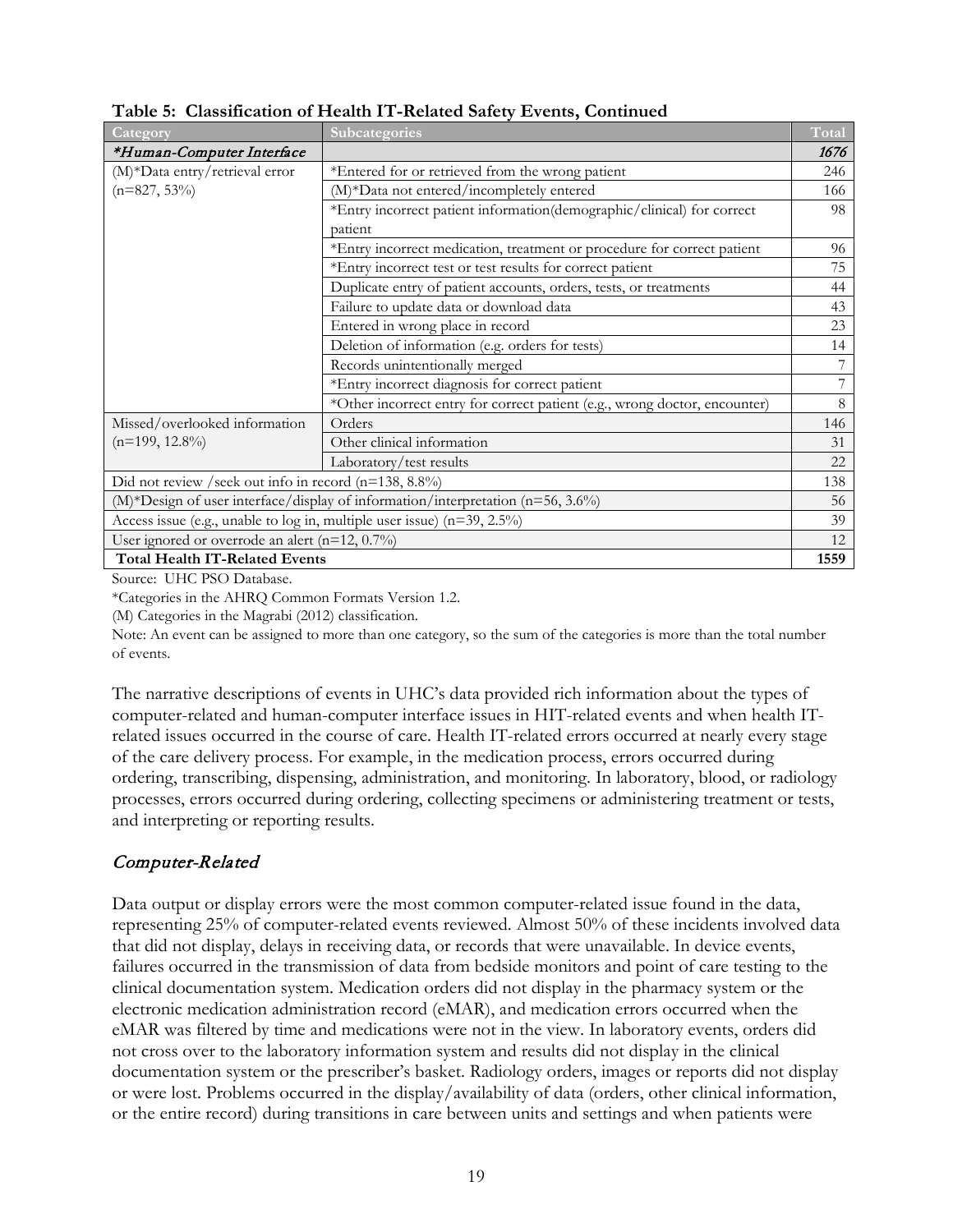**Table 5: Classification of Health IT-Related Safety Events, Continued**

| Category | Subcategories | Total |
|---|---|---|
| ****Human-Computer Interface*** | | *1676* |
| (M)*Data entry/retrieval error (n=827, 53%) | *Entered for or retrieved from the wrong patient | 246 |
| | (M)*Data not entered/incompletely entered | 166 |
| | *Entry incorrect patient information(demographic/clinical) for correct patient | 98 |
| | *Entry incorrect medication, treatment or procedure for correct patient | 96 |
| | *Entry incorrect test or test results for correct patient | 75 |
| | Duplicate entry of patient accounts, orders, tests, or treatments | 44 |
| | Failure to update data or download data | 43 |
| | Entered in wrong place in record | 23 |
| | Deletion of information (e.g. orders for tests) | 14 |
| | Records unintentionally merged | 7 |
| | *Entry incorrect diagnosis for correct patient | 7 |
| | *Other incorrect entry for correct patient (e.g., wrong doctor, encounter) | 8 |
| Missed/overlooked information (n=199, 12.8%) | Orders | 146 |
| | Other clinical information | 31 |
| | Laboratory/test results | 22 |
| Did not review /seek out info in record (n=138, 8.8%) | | 138 |
| (M)*Design of user interface/display of information/interpretation (n=56, 3.6%) | | 56 |
| Access issue (e.g., unable to log in, multiple user issue) (n=39, 2.5%) | | 39 |
| User ignored or overrode an alert (n=12, 0.7%) | | 12 |
| **Total Health IT-Related Events** | | **1559** |

Source: UHC PSO Database.

*Categories in the AHRQ Common Formats Version 1.2.

(M) Categories in the Magrabi (2012) classification.

Note: An event can be assigned to more than one category, so the sum of the categories is more than the total number of events.

The narrative descriptions of events in UHC's data provided rich information about the types of computer-related and human-computer interface issues in HIT-related events and when health IT-related issues occurred in the course of care. Health IT-related errors occurred at nearly every stage of the care delivery process. For example, in the medication process, errors occurred during ordering, transcribing, dispensing, administration, and monitoring. In laboratory, blood, or radiology processes, errors occurred during ordering, collecting specimens or administering treatment or tests, and interpreting or reporting results.

## *Computer-Related*

Data output or display errors were the most common computer-related issue found in the data, representing 25% of computer-related events reviewed. Almost 50% of these incidents involved data that did not display, delays in receiving data, or records that were unavailable. In device events, failures occurred in the transmission of data from bedside monitors and point of care testing to the clinical documentation system. Medication orders did not display in the pharmacy system or the electronic medication administration record (eMAR), and medication errors occurred when the eMAR was filtered by time and medications were not in the view. In laboratory events, orders did not cross over to the laboratory information system and results did not display in the clinical documentation system or the prescriber's basket. Radiology orders, images or reports did not display or were lost. Problems occurred in the display/availability of data (orders, other clinical information, or the entire record) during transitions in care between units and settings and when patients were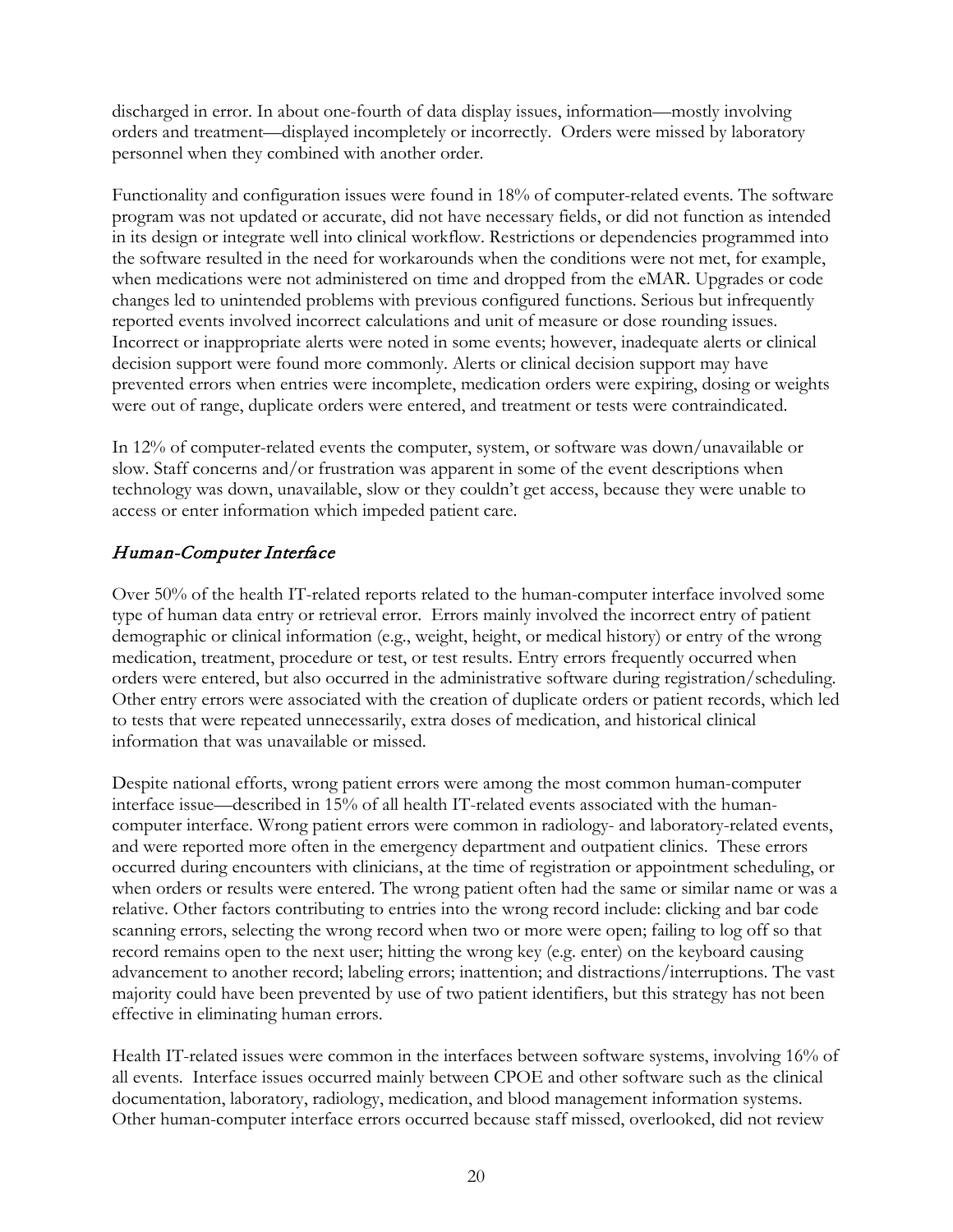discharged in error. In about one-fourth of data display issues, information—mostly involving orders and treatment—displayed incompletely or incorrectly. Orders were missed by laboratory personnel when they combined with another order.

Functionality and configuration issues were found in 18% of computer-related events. The software program was not updated or accurate, did not have necessary fields, or did not function as intended in its design or integrate well into clinical workflow. Restrictions or dependencies programmed into the software resulted in the need for workarounds when the conditions were not met, for example, when medications were not administered on time and dropped from the eMAR. Upgrades or code changes led to unintended problems with previous configured functions. Serious but infrequently reported events involved incorrect calculations and unit of measure or dose rounding issues. Incorrect or inappropriate alerts were noted in some events; however, inadequate alerts or clinical decision support were found more commonly. Alerts or clinical decision support may have prevented errors when entries were incomplete, medication orders were expiring, dosing or weights were out of range, duplicate orders were entered, and treatment or tests were contraindicated.

In 12% of computer-related events the computer, system, or software was down/unavailable or slow. Staff concerns and/or frustration was apparent in some of the event descriptions when technology was down, unavailable, slow or they couldn't get access, because they were unable to access or enter information which impeded patient care.

### *Human-Computer Interface*

Over 50% of the health IT-related reports related to the human-computer interface involved some type of human data entry or retrieval error. Errors mainly involved the incorrect entry of patient demographic or clinical information (e.g., weight, height, or medical history) or entry of the wrong medication, treatment, procedure or test, or test results. Entry errors frequently occurred when orders were entered, but also occurred in the administrative software during registration/scheduling. Other entry errors were associated with the creation of duplicate orders or patient records, which led to tests that were repeated unnecessarily, extra doses of medication, and historical clinical information that was unavailable or missed.

Despite national efforts, wrong patient errors were among the most common human-computer interface issue—described in 15% of all health IT-related events associated with the human-computer interface. Wrong patient errors were common in radiology- and laboratory-related events, and were reported more often in the emergency department and outpatient clinics. These errors occurred during encounters with clinicians, at the time of registration or appointment scheduling, or when orders or results were entered. The wrong patient often had the same or similar name or was a relative. Other factors contributing to entries into the wrong record include: clicking and bar code scanning errors, selecting the wrong record when two or more were open; failing to log off so that record remains open to the next user; hitting the wrong key (e.g. enter) on the keyboard causing advancement to another record; labeling errors; inattention; and distractions/interruptions. The vast majority could have been prevented by use of two patient identifiers, but this strategy has not been effective in eliminating human errors.

Health IT-related issues were common in the interfaces between software systems, involving 16% of all events. Interface issues occurred mainly between CPOE and other software such as the clinical documentation, laboratory, radiology, medication, and blood management information systems. Other human-computer interface errors occurred because staff missed, overlooked, did not review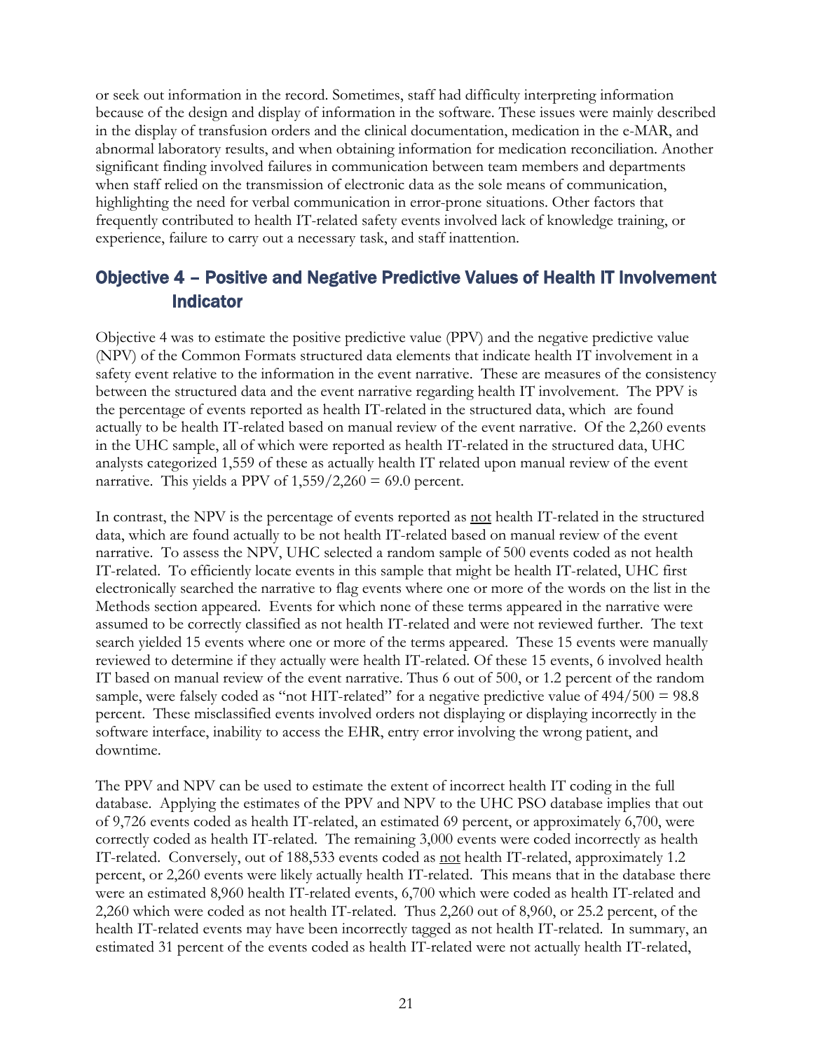or seek out information in the record. Sometimes, staff had difficulty interpreting information because of the design and display of information in the software. These issues were mainly described in the display of transfusion orders and the clinical documentation, medication in the e-MAR, and abnormal laboratory results, and when obtaining information for medication reconciliation. Another significant finding involved failures in communication between team members and departments when staff relied on the transmission of electronic data as the sole means of communication, highlighting the need for verbal communication in error-prone situations. Other factors that frequently contributed to health IT-related safety events involved lack of knowledge training, or experience, failure to carry out a necessary task, and staff inattention.

## Objective 4 – Positive and Negative Predictive Values of Health IT Involvement Indicator

Objective 4 was to estimate the positive predictive value (PPV) and the negative predictive value (NPV) of the Common Formats structured data elements that indicate health IT involvement in a safety event relative to the information in the event narrative. These are measures of the consistency between the structured data and the event narrative regarding health IT involvement. The PPV is the percentage of events reported as health IT-related in the structured data, which are found actually to be health IT-related based on manual review of the event narrative. Of the 2,260 events in the UHC sample, all of which were reported as health IT-related in the structured data, UHC analysts categorized 1,559 of these as actually health IT related upon manual review of the event narrative. This yields a PPV of 1,559/2,260 = 69.0 percent.

In contrast, the NPV is the percentage of events reported as not health IT-related in the structured data, which are found actually to be not health IT-related based on manual review of the event narrative. To assess the NPV, UHC selected a random sample of 500 events coded as not health IT-related. To efficiently locate events in this sample that might be health IT-related, UHC first electronically searched the narrative to flag events where one or more of the words on the list in the Methods section appeared. Events for which none of these terms appeared in the narrative were assumed to be correctly classified as not health IT-related and were not reviewed further. The text search yielded 15 events where one or more of the terms appeared. These 15 events were manually reviewed to determine if they actually were health IT-related. Of these 15 events, 6 involved health IT based on manual review of the event narrative. Thus 6 out of 500, or 1.2 percent of the random sample, were falsely coded as "not HIT-related" for a negative predictive value of 494/500 = 98.8 percent. These misclassified events involved orders not displaying or displaying incorrectly in the software interface, inability to access the EHR, entry error involving the wrong patient, and downtime.

The PPV and NPV can be used to estimate the extent of incorrect health IT coding in the full database. Applying the estimates of the PPV and NPV to the UHC PSO database implies that out of 9,726 events coded as health IT-related, an estimated 69 percent, or approximately 6,700, were correctly coded as health IT-related. The remaining 3,000 events were coded incorrectly as health IT-related. Conversely, out of 188,533 events coded as not health IT-related, approximately 1.2 percent, or 2,260 events were likely actually health IT-related. This means that in the database there were an estimated 8,960 health IT-related events, 6,700 which were coded as health IT-related and 2,260 which were coded as not health IT-related. Thus 2,260 out of 8,960, or 25.2 percent, of the health IT-related events may have been incorrectly tagged as not health IT-related. In summary, an estimated 31 percent of the events coded as health IT-related were not actually health IT-related,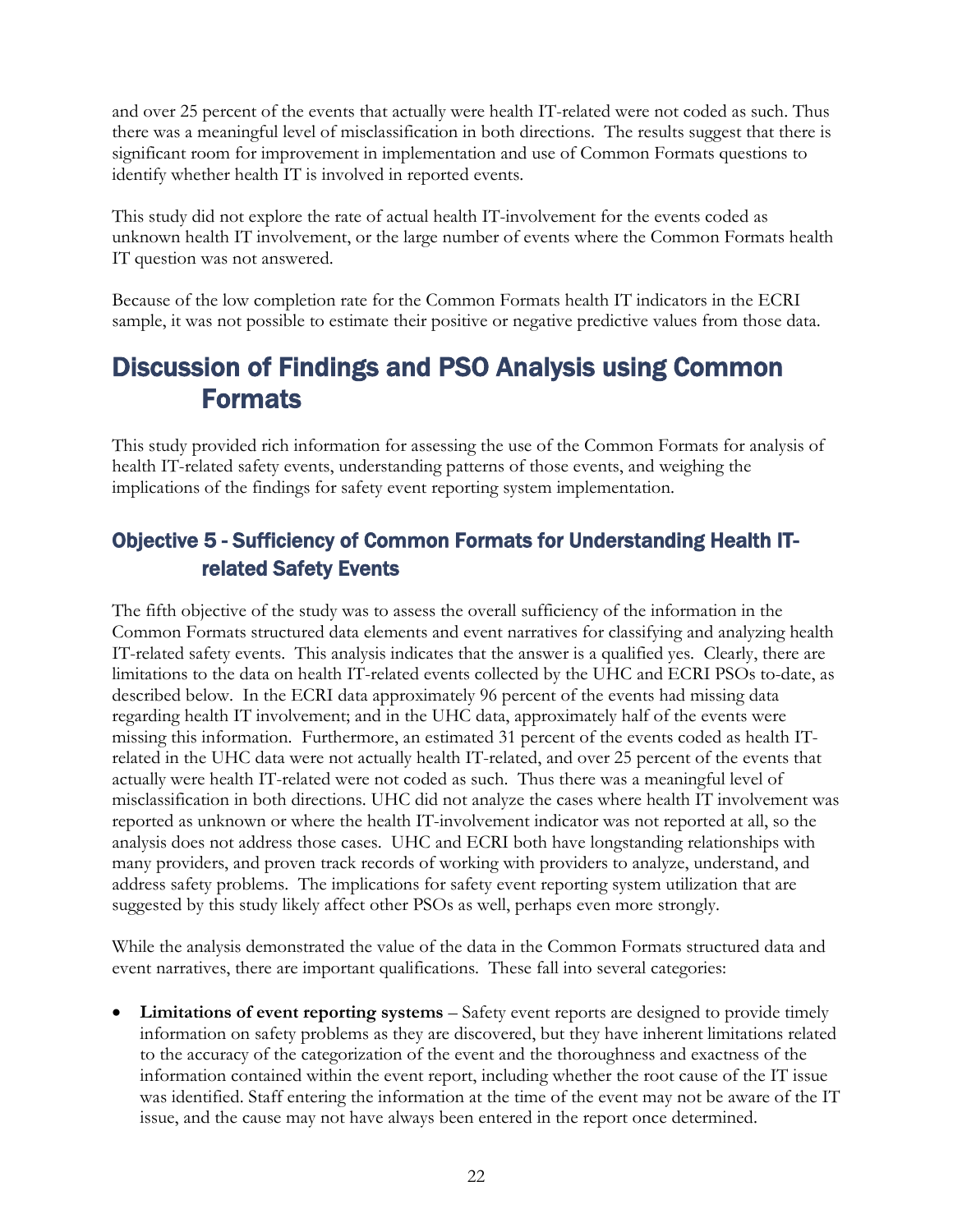and over 25 percent of the events that actually were health IT-related were not coded as such. Thus there was a meaningful level of misclassification in both directions. The results suggest that there is significant room for improvement in implementation and use of Common Formats questions to identify whether health IT is involved in reported events.

This study did not explore the rate of actual health IT-involvement for the events coded as unknown health IT involvement, or the large number of events where the Common Formats health IT question was not answered.

Because of the low completion rate for the Common Formats health IT indicators in the ECRI sample, it was not possible to estimate their positive or negative predictive values from those data.

# Discussion of Findings and PSO Analysis using Common Formats

This study provided rich information for assessing the use of the Common Formats for analysis of health IT-related safety events, understanding patterns of those events, and weighing the implications of the findings for safety event reporting system implementation.

## Objective 5 - Sufficiency of Common Formats for Understanding Health IT-related Safety Events

The fifth objective of the study was to assess the overall sufficiency of the information in the Common Formats structured data elements and event narratives for classifying and analyzing health IT-related safety events. This analysis indicates that the answer is a qualified yes. Clearly, there are limitations to the data on health IT-related events collected by the UHC and ECRI PSOs to-date, as described below. In the ECRI data approximately 96 percent of the events had missing data regarding health IT involvement; and in the UHC data, approximately half of the events were missing this information. Furthermore, an estimated 31 percent of the events coded as health IT-related in the UHC data were not actually health IT-related, and over 25 percent of the events that actually were health IT-related were not coded as such. Thus there was a meaningful level of misclassification in both directions. UHC did not analyze the cases where health IT involvement was reported as unknown or where the health IT-involvement indicator was not reported at all, so the analysis does not address those cases. UHC and ECRI both have longstanding relationships with many providers, and proven track records of working with providers to analyze, understand, and address safety problems. The implications for safety event reporting system utilization that are suggested by this study likely affect other PSOs as well, perhaps even more strongly.

While the analysis demonstrated the value of the data in the Common Formats structured data and event narratives, there are important qualifications. These fall into several categories:

- **Limitations of event reporting systems** – Safety event reports are designed to provide timely information on safety problems as they are discovered, but they have inherent limitations related to the accuracy of the categorization of the event and the thoroughness and exactness of the information contained within the event report, including whether the root cause of the IT issue was identified. Staff entering the information at the time of the event may not be aware of the IT issue, and the cause may not have always been entered in the report once determined.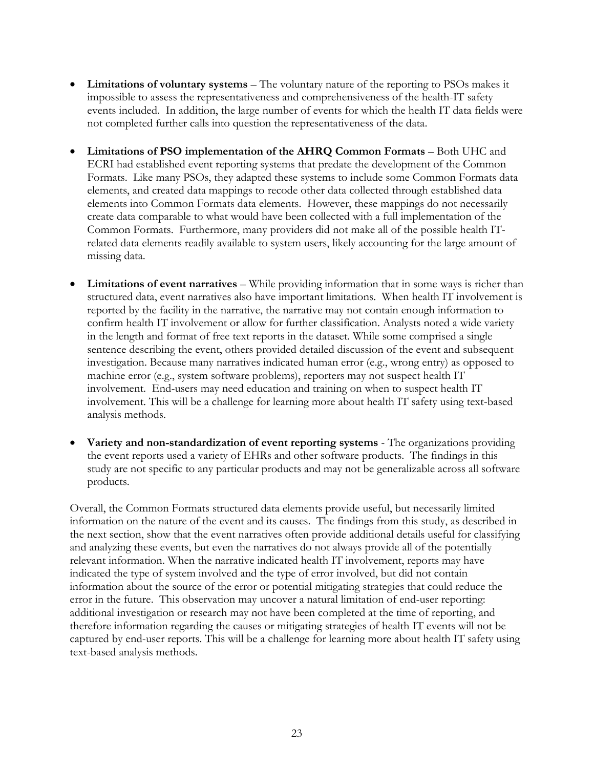- **Limitations of voluntary systems** – The voluntary nature of the reporting to PSOs makes it impossible to assess the representativeness and comprehensiveness of the health-IT safety events included. In addition, the large number of events for which the health IT data fields were not completed further calls into question the representativeness of the data.

- **Limitations of PSO implementation of the AHRQ Common Formats** – Both UHC and ECRI had established event reporting systems that predate the development of the Common Formats. Like many PSOs, they adapted these systems to include some Common Formats data elements, and created data mappings to recode other data collected through established data elements into Common Formats data elements. However, these mappings do not necessarily create data comparable to what would have been collected with a full implementation of the Common Formats. Furthermore, many providers did not make all of the possible health IT-related data elements readily available to system users, likely accounting for the large amount of missing data.

- **Limitations of event narratives** – While providing information that in some ways is richer than structured data, event narratives also have important limitations. When health IT involvement is reported by the facility in the narrative, the narrative may not contain enough information to confirm health IT involvement or allow for further classification. Analysts noted a wide variety in the length and format of free text reports in the dataset. While some comprised a single sentence describing the event, others provided detailed discussion of the event and subsequent investigation. Because many narratives indicated human error (e.g., wrong entry) as opposed to machine error (e.g., system software problems), reporters may not suspect health IT involvement. End-users may need education and training on when to suspect health IT involvement. This will be a challenge for learning more about health IT safety using text-based analysis methods.

- **Variety and non-standardization of event reporting systems** - The organizations providing the event reports used a variety of EHRs and other software products. The findings in this study are not specific to any particular products and may not be generalizable across all software products.

Overall, the Common Formats structured data elements provide useful, but necessarily limited information on the nature of the event and its causes. The findings from this study, as described in the next section, show that the event narratives often provide additional details useful for classifying and analyzing these events, but even the narratives do not always provide all of the potentially relevant information. When the narrative indicated health IT involvement, reports may have indicated the type of system involved and the type of error involved, but did not contain information about the source of the error or potential mitigating strategies that could reduce the error in the future. This observation may uncover a natural limitation of end-user reporting: additional investigation or research may not have been completed at the time of reporting, and therefore information regarding the causes or mitigating strategies of health IT events will not be captured by end-user reports. This will be a challenge for learning more about health IT safety using text-based analysis methods.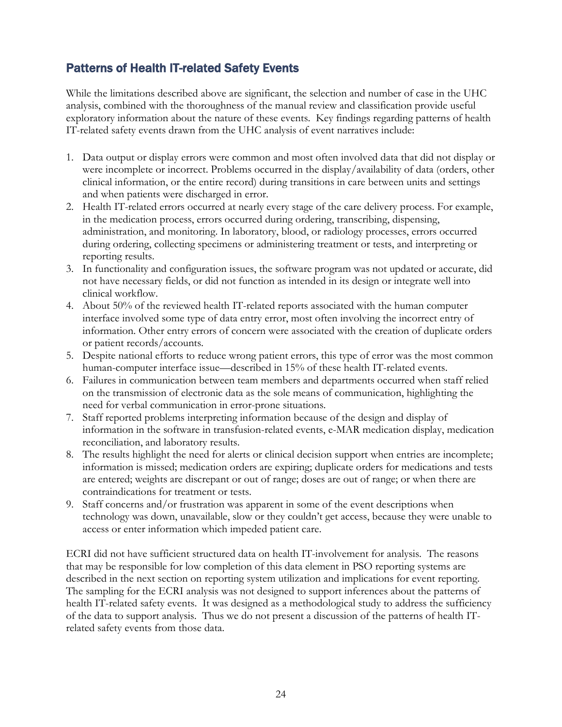## Patterns of Health IT-related Safety Events

While the limitations described above are significant, the selection and number of case in the UHC analysis, combined with the thoroughness of the manual review and classification provide useful exploratory information about the nature of these events. Key findings regarding patterns of health IT-related safety events drawn from the UHC analysis of event narratives include:

1. Data output or display errors were common and most often involved data that did not display or were incomplete or incorrect. Problems occurred in the display/availability of data (orders, other clinical information, or the entire record) during transitions in care between units and settings and when patients were discharged in error.
2. Health IT-related errors occurred at nearly every stage of the care delivery process. For example, in the medication process, errors occurred during ordering, transcribing, dispensing, administration, and monitoring. In laboratory, blood, or radiology processes, errors occurred during ordering, collecting specimens or administering treatment or tests, and interpreting or reporting results.
3. In functionality and configuration issues, the software program was not updated or accurate, did not have necessary fields, or did not function as intended in its design or integrate well into clinical workflow.
4. About 50% of the reviewed health IT-related reports associated with the human computer interface involved some type of data entry error, most often involving the incorrect entry of information. Other entry errors of concern were associated with the creation of duplicate orders or patient records/accounts.
5. Despite national efforts to reduce wrong patient errors, this type of error was the most common human-computer interface issue—described in 15% of these health IT-related events.
6. Failures in communication between team members and departments occurred when staff relied on the transmission of electronic data as the sole means of communication, highlighting the need for verbal communication in error-prone situations.
7. Staff reported problems interpreting information because of the design and display of information in the software in transfusion-related events, e-MAR medication display, medication reconciliation, and laboratory results.
8. The results highlight the need for alerts or clinical decision support when entries are incomplete; information is missed; medication orders are expiring; duplicate orders for medications and tests are entered; weights are discrepant or out of range; doses are out of range; or when there are contraindications for treatment or tests.
9. Staff concerns and/or frustration was apparent in some of the event descriptions when technology was down, unavailable, slow or they couldn't get access, because they were unable to access or enter information which impeded patient care.

ECRI did not have sufficient structured data on health IT-involvement for analysis. The reasons that may be responsible for low completion of this data element in PSO reporting systems are described in the next section on reporting system utilization and implications for event reporting. The sampling for the ECRI analysis was not designed to support inferences about the patterns of health IT-related safety events. It was designed as a methodological study to address the sufficiency of the data to support analysis. Thus we do not present a discussion of the patterns of health IT-related safety events from those data.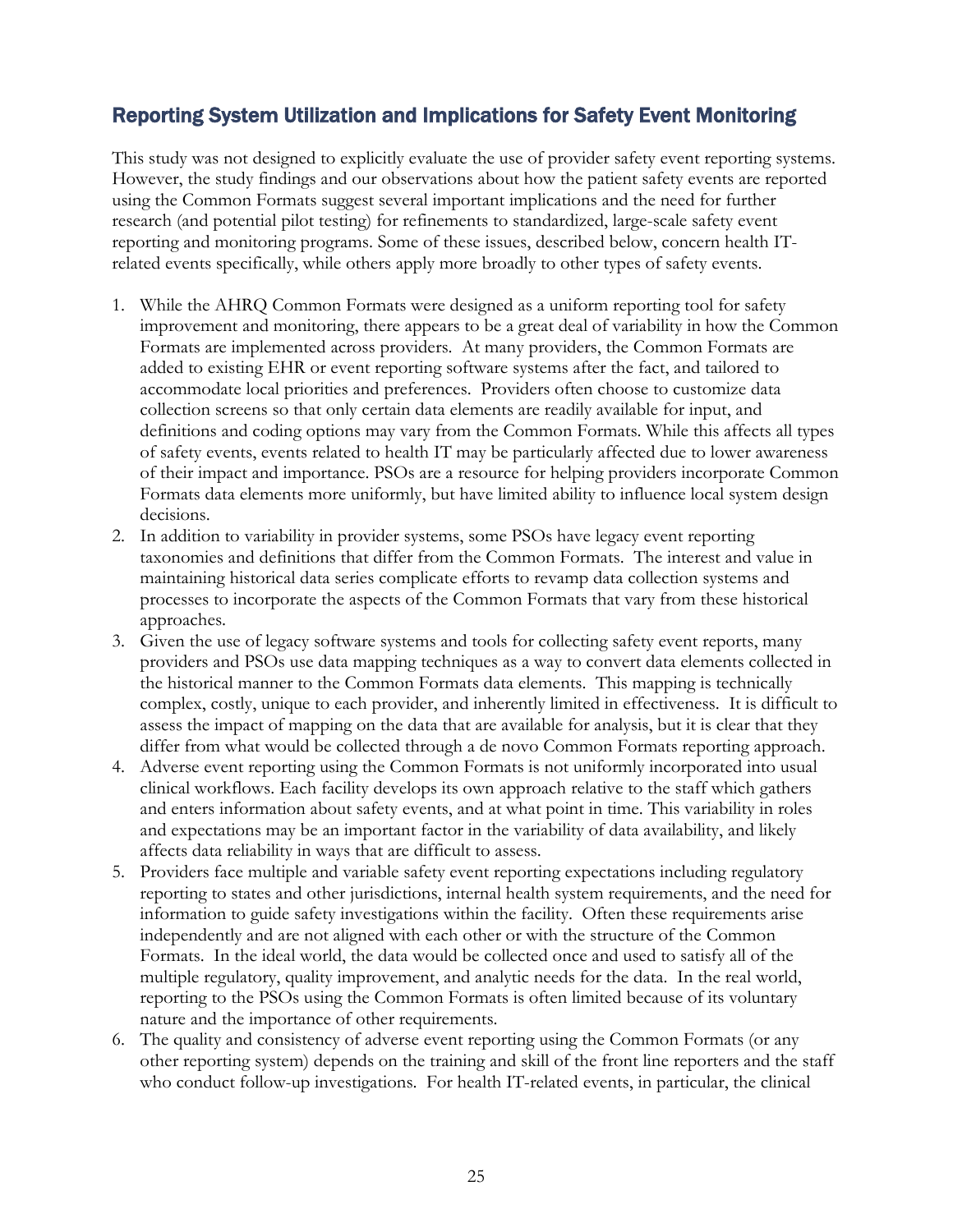## Reporting System Utilization and Implications for Safety Event Monitoring

This study was not designed to explicitly evaluate the use of provider safety event reporting systems. However, the study findings and our observations about how the patient safety events are reported using the Common Formats suggest several important implications and the need for further research (and potential pilot testing) for refinements to standardized, large-scale safety event reporting and monitoring programs. Some of these issues, described below, concern health IT-related events specifically, while others apply more broadly to other types of safety events.

1. While the AHRQ Common Formats were designed as a uniform reporting tool for safety improvement and monitoring, there appears to be a great deal of variability in how the Common Formats are implemented across providers. At many providers, the Common Formats are added to existing EHR or event reporting software systems after the fact, and tailored to accommodate local priorities and preferences. Providers often choose to customize data collection screens so that only certain data elements are readily available for input, and definitions and coding options may vary from the Common Formats. While this affects all types of safety events, events related to health IT may be particularly affected due to lower awareness of their impact and importance. PSOs are a resource for helping providers incorporate Common Formats data elements more uniformly, but have limited ability to influence local system design decisions.
2. In addition to variability in provider systems, some PSOs have legacy event reporting taxonomies and definitions that differ from the Common Formats. The interest and value in maintaining historical data series complicate efforts to revamp data collection systems and processes to incorporate the aspects of the Common Formats that vary from these historical approaches.
3. Given the use of legacy software systems and tools for collecting safety event reports, many providers and PSOs use data mapping techniques as a way to convert data elements collected in the historical manner to the Common Formats data elements. This mapping is technically complex, costly, unique to each provider, and inherently limited in effectiveness. It is difficult to assess the impact of mapping on the data that are available for analysis, but it is clear that they differ from what would be collected through a de novo Common Formats reporting approach.
4. Adverse event reporting using the Common Formats is not uniformly incorporated into usual clinical workflows. Each facility develops its own approach relative to the staff which gathers and enters information about safety events, and at what point in time. This variability in roles and expectations may be an important factor in the variability of data availability, and likely affects data reliability in ways that are difficult to assess.
5. Providers face multiple and variable safety event reporting expectations including regulatory reporting to states and other jurisdictions, internal health system requirements, and the need for information to guide safety investigations within the facility. Often these requirements arise independently and are not aligned with each other or with the structure of the Common Formats. In the ideal world, the data would be collected once and used to satisfy all of the multiple regulatory, quality improvement, and analytic needs for the data. In the real world, reporting to the PSOs using the Common Formats is often limited because of its voluntary nature and the importance of other requirements.
6. The quality and consistency of adverse event reporting using the Common Formats (or any other reporting system) depends on the training and skill of the front line reporters and the staff who conduct follow-up investigations. For health IT-related events, in particular, the clinical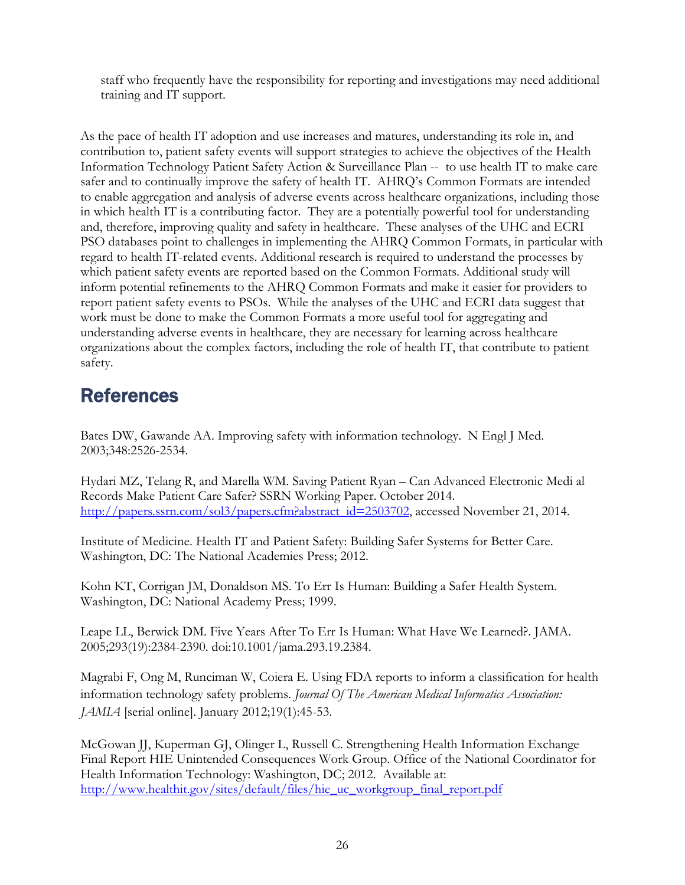staff who frequently have the responsibility for reporting and investigations may need additional training and IT support.

As the pace of health IT adoption and use increases and matures, understanding its role in, and contribution to, patient safety events will support strategies to achieve the objectives of the Health Information Technology Patient Safety Action & Surveillance Plan -- to use health IT to make care safer and to continually improve the safety of health IT. AHRQ's Common Formats are intended to enable aggregation and analysis of adverse events across healthcare organizations, including those in which health IT is a contributing factor. They are a potentially powerful tool for understanding and, therefore, improving quality and safety in healthcare. These analyses of the UHC and ECRI PSO databases point to challenges in implementing the AHRQ Common Formats, in particular with regard to health IT-related events. Additional research is required to understand the processes by which patient safety events are reported based on the Common Formats. Additional study will inform potential refinements to the AHRQ Common Formats and make it easier for providers to report patient safety events to PSOs. While the analyses of the UHC and ECRI data suggest that work must be done to make the Common Formats a more useful tool for aggregating and understanding adverse events in healthcare, they are necessary for learning across healthcare organizations about the complex factors, including the role of health IT, that contribute to patient safety.

# References

Bates DW, Gawande AA. Improving safety with information technology. N Engl J Med. 2003;348:2526-2534.

Hydari MZ, Telang R, and Marella WM. Saving Patient Ryan – Can Advanced Electronic Medi al Records Make Patient Care Safer? SSRN Working Paper. October 2014. http://papers.ssrn.com/sol3/papers.cfm?abstract_id=2503702, accessed November 21, 2014.

Institute of Medicine. Health IT and Patient Safety: Building Safer Systems for Better Care. Washington, DC: The National Academies Press; 2012.

Kohn KT, Corrigan JM, Donaldson MS. To Err Is Human: Building a Safer Health System. Washington, DC: National Academy Press; 1999.

Leape LL, Berwick DM. Five Years After To Err Is Human: What Have We Learned?. JAMA. 2005;293(19):2384-2390. doi:10.1001/jama.293.19.2384.

Magrabi F, Ong M, Runciman W, Coiera E. Using FDA reports to inform a classification for health information technology safety problems. *Journal Of The American Medical Informatics Association: JAMIA* [serial online]. January 2012;19(1):45-53.

McGowan JJ, Kuperman GJ, Olinger L, Russell C. Strengthening Health Information Exchange Final Report HIE Unintended Consequences Work Group. Office of the National Coordinator for Health Information Technology: Washington, DC; 2012. Available at: http://www.healthit.gov/sites/default/files/hie_uc_workgroup_final_report.pdf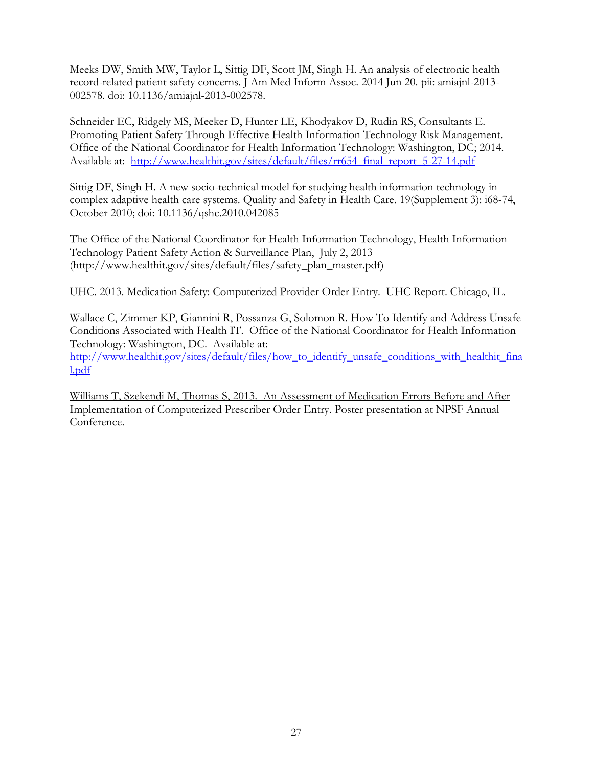Meeks DW, Smith MW, Taylor L, Sittig DF, Scott JM, Singh H. An analysis of electronic health record-related patient safety concerns. J Am Med Inform Assoc. 2014 Jun 20. pii: amiajnl-2013-002578. doi: 10.1136/amiajnl-2013-002578.

Schneider EC, Ridgely MS, Meeker D, Hunter LE, Khodyakov D, Rudin RS, Consultants E. Promoting Patient Safety Through Effective Health Information Technology Risk Management. Office of the National Coordinator for Health Information Technology: Washington, DC; 2014. Available at: [http://www.healthit.gov/sites/default/files/rr654_final_report_5-27-14.pdf](http://www.healthit.gov/sites/default/files/rr654_final_report_5-27-14.pdf)

Sittig DF, Singh H. A new socio-technical model for studying health information technology in complex adaptive health care systems. Quality and Safety in Health Care. 19(Supplement 3): i68-74, October 2010; doi: 10.1136/qshc.2010.042085

The Office of the National Coordinator for Health Information Technology, Health Information Technology Patient Safety Action & Surveillance Plan, July 2, 2013 (http://www.healthit.gov/sites/default/files/safety_plan_master.pdf)

UHC. 2013. Medication Safety: Computerized Provider Order Entry. UHC Report. Chicago, IL.

Wallace C, Zimmer KP, Giannini R, Possanza G, Solomon R. How To Identify and Address Unsafe Conditions Associated with Health IT. Office of the National Coordinator for Health Information Technology: Washington, DC. Available at: [http://www.healthit.gov/sites/default/files/how_to_identify_unsafe_conditions_with_healthit_final.pdf](http://www.healthit.gov/sites/default/files/how_to_identify_unsafe_conditions_with_healthit_final.pdf)

Williams T, Szekendi M, Thomas S, 2013. An Assessment of Medication Errors Before and After Implementation of Computerized Prescriber Order Entry. Poster presentation at NPSF Annual Conference.